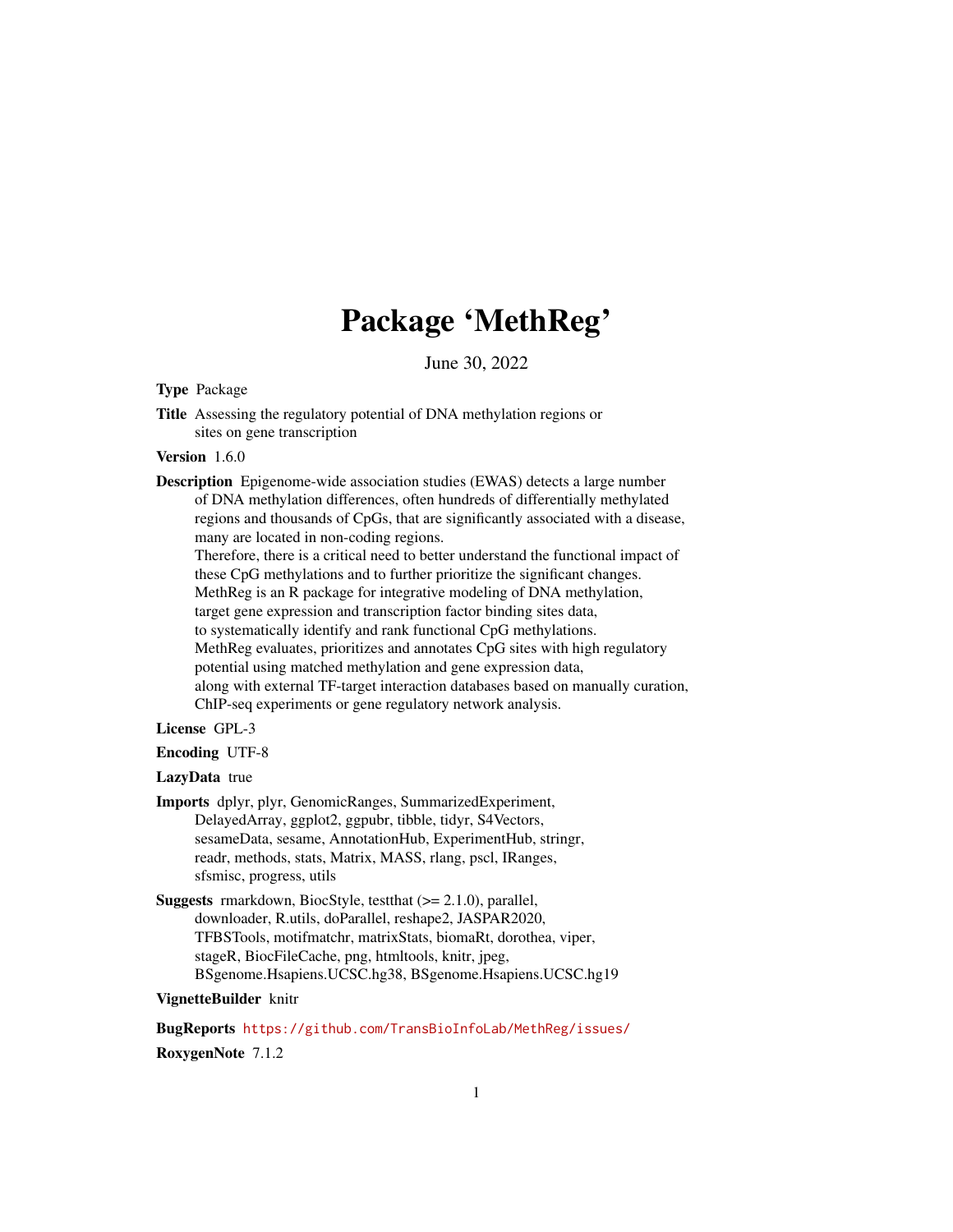# Package 'MethReg'

June 30, 2022

**Type** Package

**Title** Assessing the regulatory potential of DNA methylation regions or sites on gene transcription

**Version** 1.6.0

**Description** Epigenome-wide association studies (EWAS) detects a large number of DNA methylation differences, often hundreds of differentially methylated regions and thousands of CpGs, that are significantly associated with a disease, many are located in non-coding regions.
Therefore, there is a critical need to better understand the functional impact of these CpG methylations and to further prioritize the significant changes.
MethReg is an R package for integrative modeling of DNA methylation, target gene expression and transcription factor binding sites data, to systematically identify and rank functional CpG methylations.
MethReg evaluates, prioritizes and annotates CpG sites with high regulatory potential using matched methylation and gene expression data, along with external TF-target interaction databases based on manually curation, ChIP-seq experiments or gene regulatory network analysis.

**License** GPL-3

**Encoding** UTF-8

**LazyData** true

**Imports** dplyr, plyr, GenomicRanges, SummarizedExperiment, DelayedArray, ggplot2, ggpubr, tibble, tidyr, S4Vectors, sesameData, sesame, AnnotationHub, ExperimentHub, stringr, readr, methods, stats, Matrix, MASS, rlang, pscl, IRanges, sfsmisc, progress, utils

**Suggests** rmarkdown, BiocStyle, testthat (>= 2.1.0), parallel, downloader, R.utils, doParallel, reshape2, JASPAR2020, TFBSTools, motifmatchr, matrixStats, biomaRt, dorothea, viper, stageR, BiocFileCache, png, htmltools, knitr, jpeg, BSgenome.Hsapiens.UCSC.hg38, BSgenome.Hsapiens.UCSC.hg19

**VignetteBuilder** knitr

**BugReports** https://github.com/TransBioInfoLab/MethReg/issues/

**RoxygenNote** 7.1.2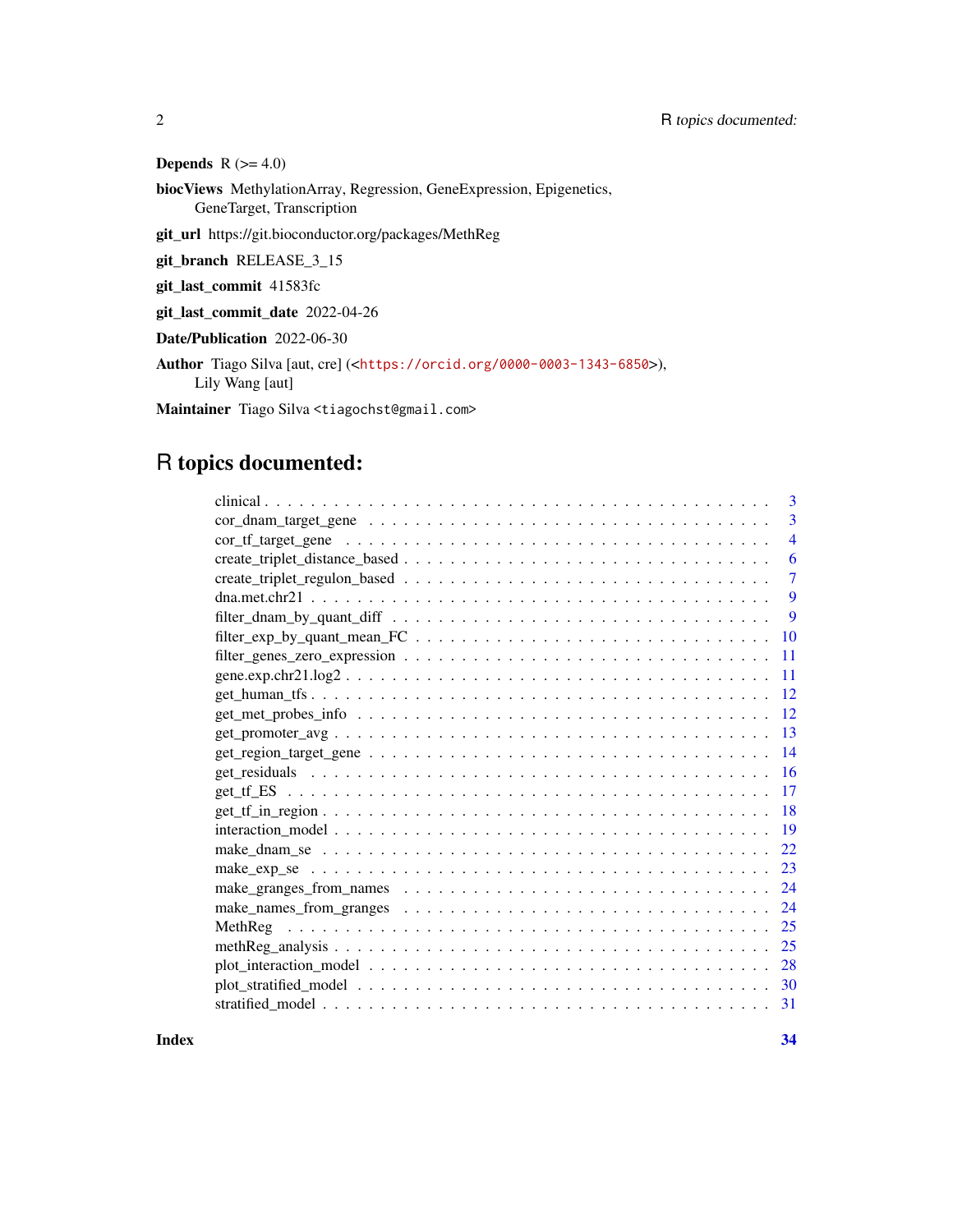**Depends** R (>= 4.0)

**biocViews** MethylationArray, Regression, GeneExpression, Epigenetics, GeneTarget, Transcription

**git_url** https://git.bioconductor.org/packages/MethReg

**git_branch** RELEASE_3_15

**git_last_commit** 41583fc

**git_last_commit_date** 2022-04-26

**Date/Publication** 2022-06-30

**Author** Tiago Silva [aut, cre] (<https://orcid.org/0000-0003-1343-6850>), Lily Wang [aut]

**Maintainer** Tiago Silva <tiagochst@gmail.com>

# R topics documented:

| | |
|---|---|
| clinical | 3 |
| cor_dnam_target_gene | 3 |
| cor_tf_target_gene | 4 |
| create_triplet_distance_based | 6 |
| create_triplet_regulon_based | 7 |
| dna.met.chr21 | 9 |
| filter_dnam_by_quant_diff | 9 |
| filter_exp_by_quant_mean_FC | 10 |
| filter_genes_zero_expression | 11 |
| gene.exp.chr21.log2 | 11 |
| get_human_tfs | 12 |
| get_met_probes_info | 12 |
| get_promoter_avg | 13 |
| get_region_target_gene | 14 |
| get_residuals | 16 |
| get_tf_ES | 17 |
| get_tf_in_region | 18 |
| interaction_model | 19 |
| make_dnam_se | 22 |
| make_exp_se | 23 |
| make_granges_from_names | 24 |
| make_names_from_granges | 24 |
| MethReg | 25 |
| methReg_analysis | 25 |
| plot_interaction_model | 28 |
| plot_stratified_model | 30 |
| stratified_model | 31 |
| **Index** | **34** |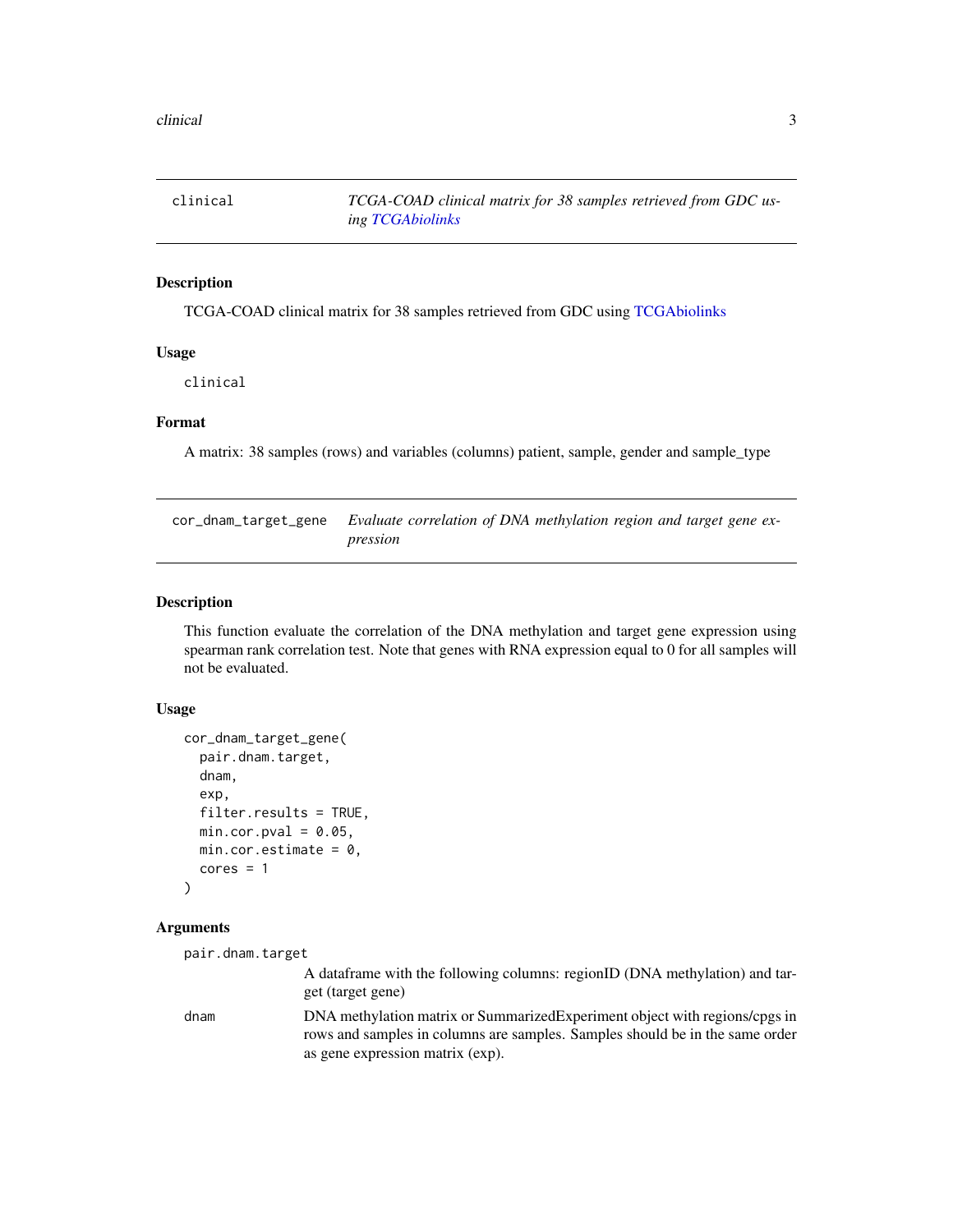## clinical — *TCGA-COAD clinical matrix for 38 samples retrieved from GDC using TCGAbiolinks*

### Description

TCGA-COAD clinical matrix for 38 samples retrieved from GDC using TCGAbiolinks

### Usage

```
clinical
```

### Format

A matrix: 38 samples (rows) and variables (columns) patient, sample, gender and sample_type

## cor_dnam_target_gene — *Evaluate correlation of DNA methylation region and target gene expression*

### Description

This function evaluate the correlation of the DNA methylation and target gene expression using spearman rank correlation test. Note that genes with RNA expression equal to 0 for all samples will not be evaluated.

### Usage

```
cor_dnam_target_gene(
  pair.dnam.target,
  dnam,
  exp,
  filter.results = TRUE,
  min.cor.pval = 0.05,
  min.cor.estimate = 0,
  cores = 1
)
```

### Arguments

`pair.dnam.target`
: A dataframe with the following columns: regionID (DNA methylation) and target (target gene)

`dnam`
: DNA methylation matrix or SummarizedExperiment object with regions/cpgs in rows and samples in columns are samples. Samples should be in the same order as gene expression matrix (exp).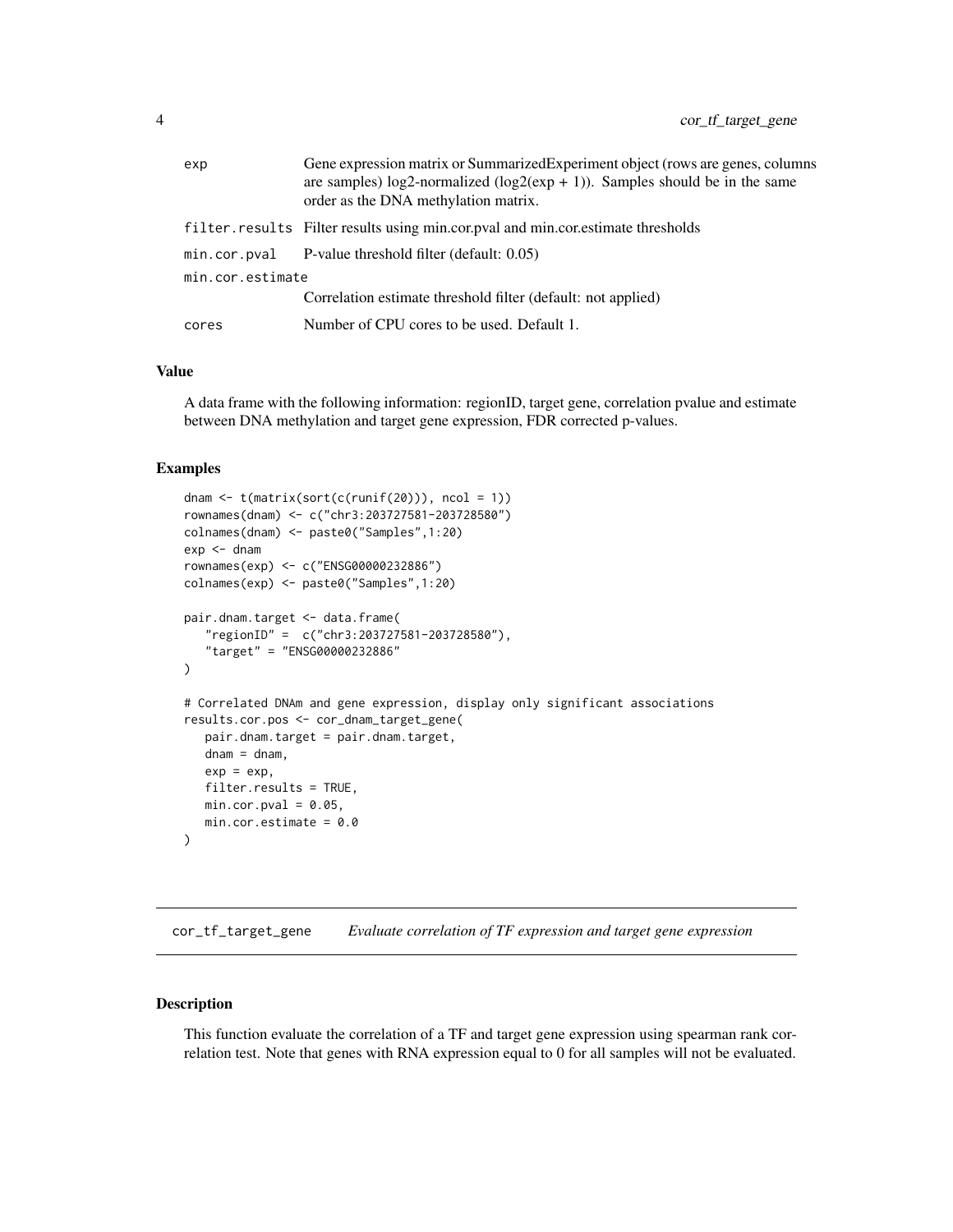| | |
|---|---|
| `exp` | Gene expression matrix or SummarizedExperiment object (rows are genes, columns are samples) log2-normalized (log2(exp + 1)). Samples should be in the same order as the DNA methylation matrix. |
| `filter.results` | Filter results using min.cor.pval and min.cor.estimate thresholds |
| `min.cor.pval` | P-value threshold filter (default: 0.05) |
| `min.cor.estimate` | Correlation estimate threshold filter (default: not applied) |
| `cores` | Number of CPU cores to be used. Default 1. |

### Value

A data frame with the following information: regionID, target gene, correlation pvalue and estimate between DNA methylation and target gene expression, FDR corrected p-values.

### Examples

```
dnam <- t(matrix(sort(c(runif(20))), ncol = 1))
rownames(dnam) <- c("chr3:203727581-203728580")
colnames(dnam) <- paste0("Samples",1:20)
exp <- dnam
rownames(exp) <- c("ENSG00000232886")
colnames(exp) <- paste0("Samples",1:20)

pair.dnam.target <- data.frame(
   "regionID" =  c("chr3:203727581-203728580"),
   "target" = "ENSG00000232886"
)

# Correlated DNAm and gene expression, display only significant associations
results.cor.pos <- cor_dnam_target_gene(
   pair.dnam.target = pair.dnam.target,
   dnam = dnam,
   exp = exp,
   filter.results = TRUE,
   min.cor.pval = 0.05,
   min.cor.estimate = 0.0
)
```

---

## `cor_tf_target_gene` *Evaluate correlation of TF expression and target gene expression*

---

### Description

This function evaluate the correlation of a TF and target gene expression using spearman rank correlation test. Note that genes with RNA expression equal to 0 for all samples will not be evaluated.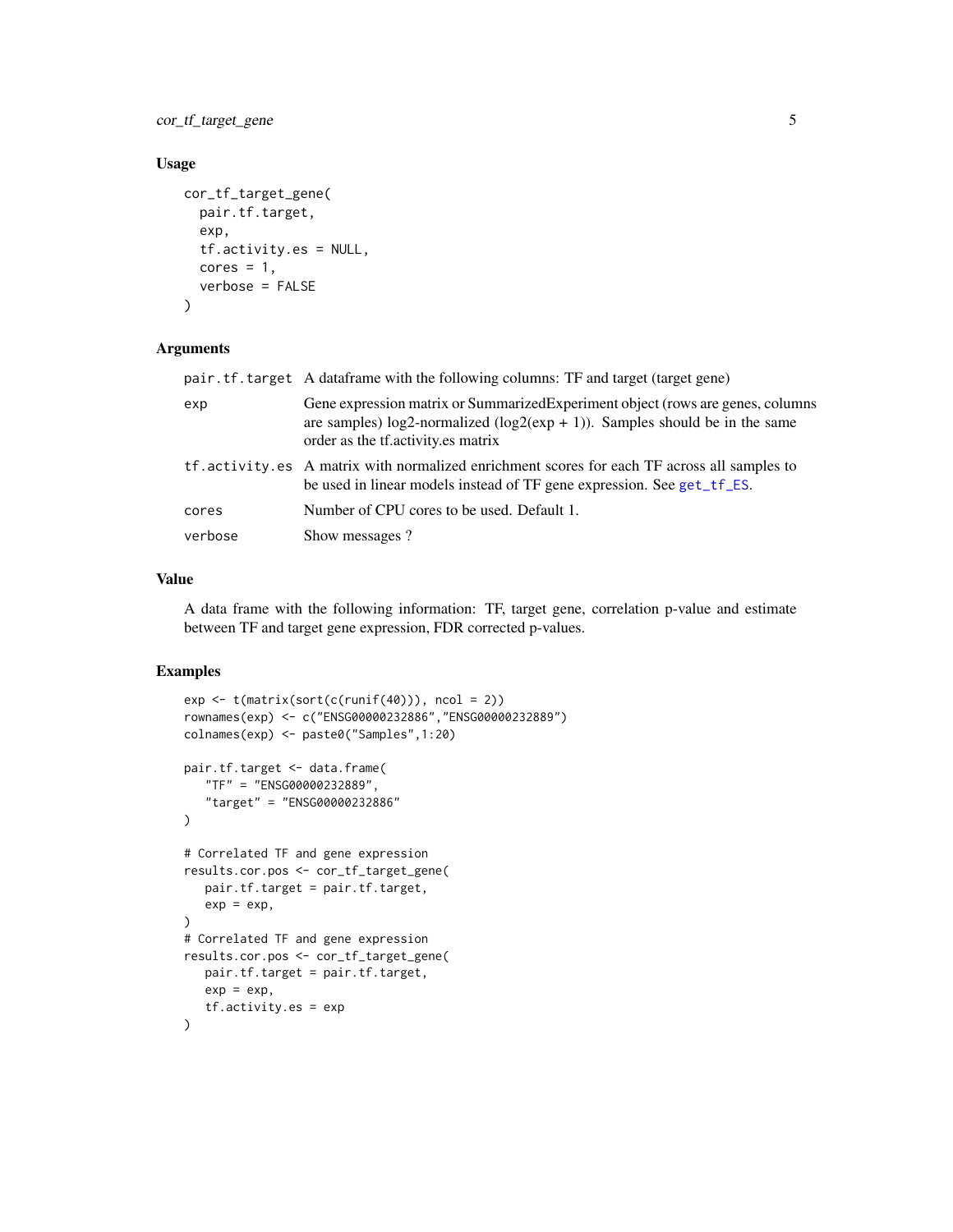## Usage

```
cor_tf_target_gene(
  pair.tf.target,
  exp,
  tf.activity.es = NULL,
  cores = 1,
  verbose = FALSE
)
```

## Arguments

| | |
|---|---|
| pair.tf.target | A dataframe with the following columns: TF and target (target gene) |
| exp | Gene expression matrix or SummarizedExperiment object (rows are genes, columns are samples) log2-normalized (log2(exp + 1)). Samples should be in the same order as the tf.activity.es matrix |
| tf.activity.es | A matrix with normalized enrichment scores for each TF across all samples to be used in linear models instead of TF gene expression. See get_tf_ES. |
| cores | Number of CPU cores to be used. Default 1. |
| verbose | Show messages ? |

## Value

A data frame with the following information: TF, target gene, correlation p-value and estimate between TF and target gene expression, FDR corrected p-values.

## Examples

```
exp <- t(matrix(sort(c(runif(40))), ncol = 2))
rownames(exp) <- c("ENSG00000232886","ENSG00000232889")
colnames(exp) <- paste0("Samples",1:20)

pair.tf.target <- data.frame(
   "TF" = "ENSG00000232889",
   "target" = "ENSG00000232886"
)

# Correlated TF and gene expression
results.cor.pos <- cor_tf_target_gene(
   pair.tf.target = pair.tf.target,
   exp = exp,
)
# Correlated TF and gene expression
results.cor.pos <- cor_tf_target_gene(
   pair.tf.target = pair.tf.target,
   exp = exp,
   tf.activity.es = exp
)
```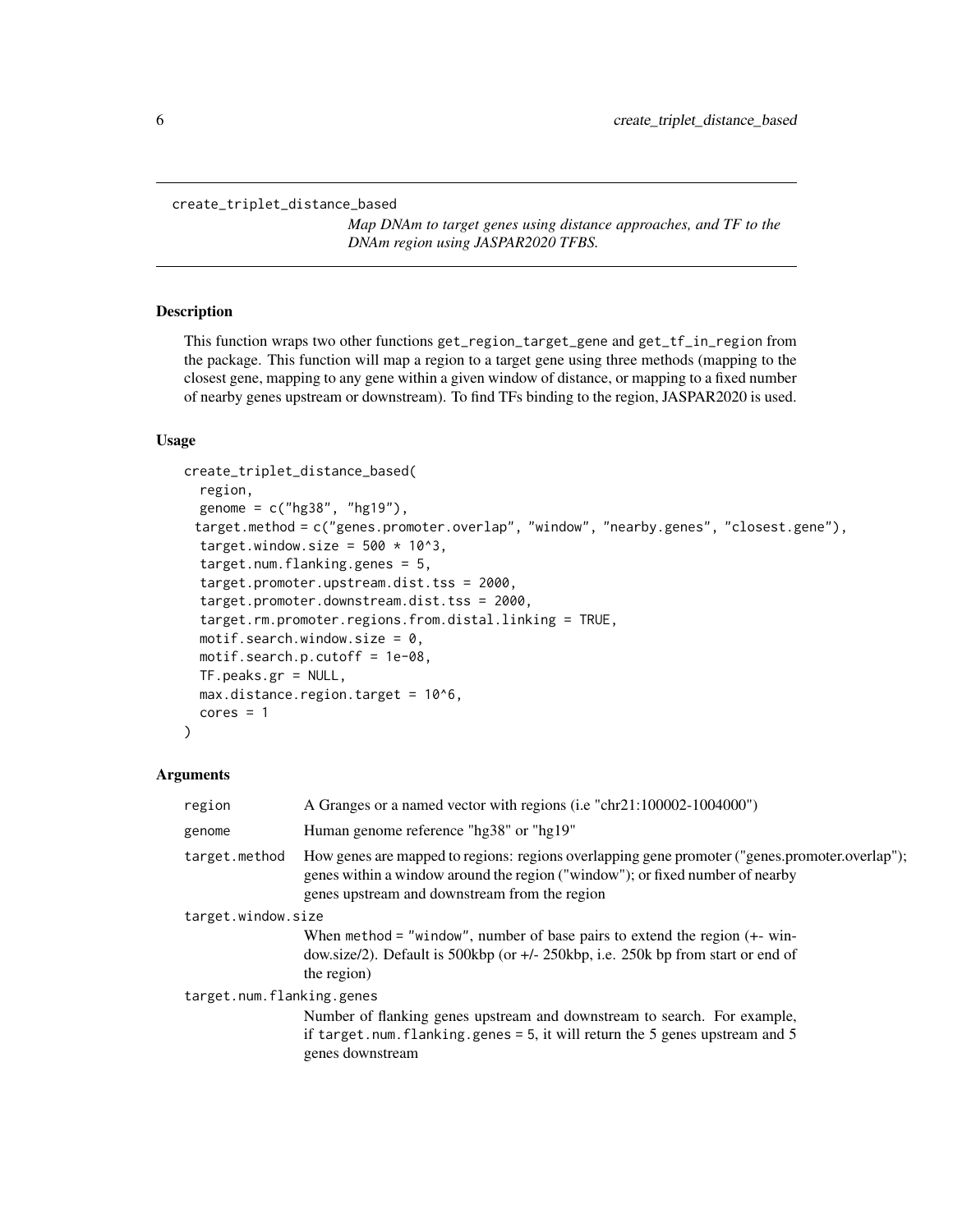create_triplet_distance_based

*Map DNAm to target genes using distance approaches, and TF to the DNAm region using JASPAR2020 TFBS.*

## Description

This function wraps two other functions get_region_target_gene and get_tf_in_region from the package. This function will map a region to a target gene using three methods (mapping to the closest gene, mapping to any gene within a given window of distance, or mapping to a fixed number of nearby genes upstream or downstream). To find TFs binding to the region, JASPAR2020 is used.

## Usage

```
create_triplet_distance_based(
  region,
  genome = c("hg38", "hg19"),
  target.method = c("genes.promoter.overlap", "window", "nearby.genes", "closest.gene"),
  target.window.size = 500 * 10^3,
  target.num.flanking.genes = 5,
  target.promoter.upstream.dist.tss = 2000,
  target.promoter.downstream.dist.tss = 2000,
  target.rm.promoter.regions.from.distal.linking = TRUE,
  motif.search.window.size = 0,
  motif.search.p.cutoff = 1e-08,
  TF.peaks.gr = NULL,
  max.distance.region.target = 10^6,
  cores = 1
)
```

## Arguments

| | |
|---|---|
| region | A Granges or a named vector with regions (i.e "chr21:100002-1004000") |
| genome | Human genome reference "hg38" or "hg19" |
| target.method | How genes are mapped to regions: regions overlapping gene promoter ("genes.promoter.overlap"); genes within a window around the region ("window"); or fixed number of nearby genes upstream and downstream from the region |
| target.window.size | When method = "window", number of base pairs to extend the region (+- window.size/2). Default is 500kbp (or +/- 250kbp, i.e. 250k bp from start or end of the region) |
| target.num.flanking.genes | Number of flanking genes upstream and downstream to search. For example, if target.num.flanking.genes = 5, it will return the 5 genes upstream and 5 genes downstream |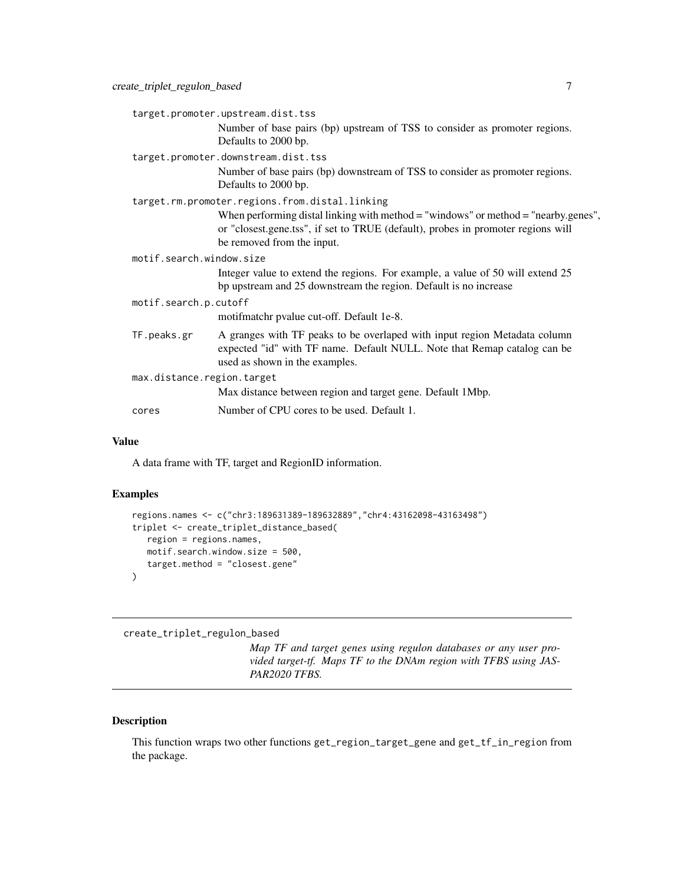`target.promoter.upstream.dist.tss`
: Number of base pairs (bp) upstream of TSS to consider as promoter regions. Defaults to 2000 bp.

`target.promoter.downstream.dist.tss`
: Number of base pairs (bp) downstream of TSS to consider as promoter regions. Defaults to 2000 bp.

`target.rm.promoter.regions.from.distal.linking`
: When performing distal linking with method = "windows" or method = "nearby.genes", or "closest.gene.tss", if set to TRUE (default), probes in promoter regions will be removed from the input.

`motif.search.window.size`
: Integer value to extend the regions. For example, a value of 50 will extend 25 bp upstream and 25 downstream the region. Default is no increase

`motif.search.p.cutoff`
: motifmatchr pvalue cut-off. Default 1e-8.

`TF.peaks.gr`
: A granges with TF peaks to be overlaped with input region Metadata column expected "id" with TF name. Default NULL. Note that Remap catalog can be used as shown in the examples.

`max.distance.region.target`
: Max distance between region and target gene. Default 1Mbp.

`cores`
: Number of CPU cores to be used. Default 1.

## Value

A data frame with TF, target and RegionID information.

## Examples

```
regions.names <- c("chr3:189631389-189632889","chr4:43162098-43163498")
triplet <- create_triplet_distance_based(
   region = regions.names,
   motif.search.window.size = 500,
   target.method = "closest.gene"
)
```

---

# create_triplet_regulon_based

*Map TF and target genes using regulon databases or any user provided target-tf. Maps TF to the DNAm region with TFBS using JASPAR2020 TFBS.*

## Description

This function wraps two other functions `get_region_target_gene` and `get_tf_in_region` from the package.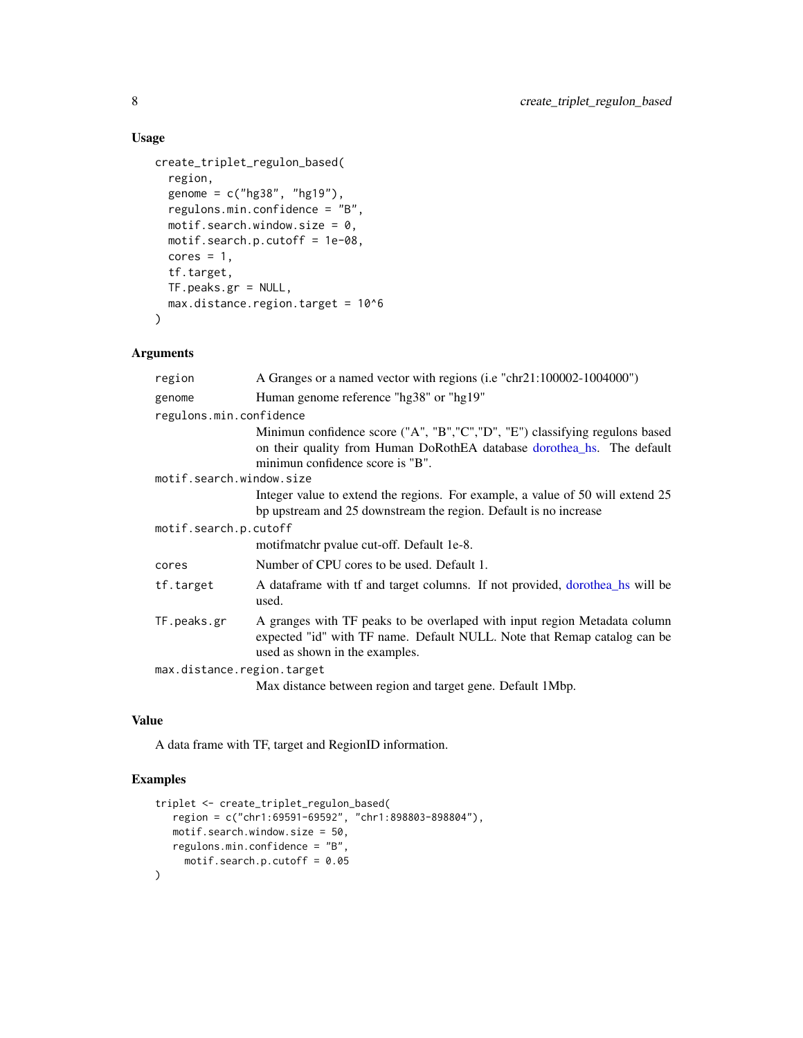## Usage

```
create_triplet_regulon_based(
  region,
  genome = c("hg38", "hg19"),
  regulons.min.confidence = "B",
  motif.search.window.size = 0,
  motif.search.p.cutoff = 1e-08,
  cores = 1,
  tf.target,
  TF.peaks.gr = NULL,
  max.distance.region.target = 10^6
)
```

## Arguments

`region` A Granges or a named vector with regions (i.e "chr21:100002-1004000")

`genome` Human genome reference "hg38" or "hg19"

`regulons.min.confidence` Minimun confidence score ("A", "B","C","D", "E") classifying regulons based on their quality from Human DoRothEA database dorothea_hs. The default minimun confidence score is "B".

`motif.search.window.size` Integer value to extend the regions. For example, a value of 50 will extend 25 bp upstream and 25 downstream the region. Default is no increase

`motif.search.p.cutoff` motifmatchr pvalue cut-off. Default 1e-8.

`cores` Number of CPU cores to be used. Default 1.

`tf.target` A dataframe with tf and target columns. If not provided, dorothea_hs will be used.

`TF.peaks.gr` A granges with TF peaks to be overlaped with input region Metadata column expected "id" with TF name. Default NULL. Note that Remap catalog can be used as shown in the examples.

`max.distance.region.target` Max distance between region and target gene. Default 1Mbp.

## Value

A data frame with TF, target and RegionID information.

## Examples

```
triplet <- create_triplet_regulon_based(
   region = c("chr1:69591-69592", "chr1:898803-898804"),
   motif.search.window.size = 50,
   regulons.min.confidence = "B",
     motif.search.p.cutoff = 0.05
)
```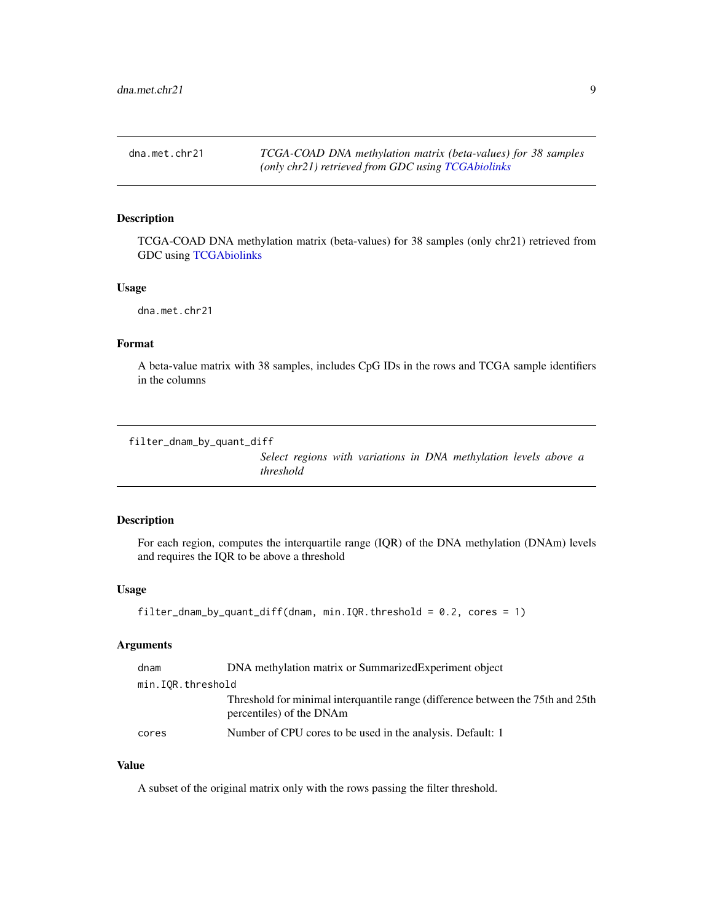## dna.met.chr21

*TCGA-COAD DNA methylation matrix (beta-values) for 38 samples (only chr21) retrieved from GDC using TCGAbiolinks*

### Description

TCGA-COAD DNA methylation matrix (beta-values) for 38 samples (only chr21) retrieved from GDC using TCGAbiolinks

### Usage

```
dna.met.chr21
```

### Format

A beta-value matrix with 38 samples, includes CpG IDs in the rows and TCGA sample identifiers in the columns

## filter_dnam_by_quant_diff

*Select regions with variations in DNA methylation levels above a threshold*

### Description

For each region, computes the interquartile range (IQR) of the DNA methylation (DNAm) levels and requires the IQR to be above a threshold

### Usage

```
filter_dnam_by_quant_diff(dnam, min.IQR.threshold = 0.2, cores = 1)
```

### Arguments

| | |
|---|---|
| `dnam` | DNA methylation matrix or SummarizedExperiment object |
| `min.IQR.threshold` | Threshold for minimal interquantile range (difference between the 75th and 25th percentiles) of the DNAm |
| `cores` | Number of CPU cores to be used in the analysis. Default: 1 |

### Value

A subset of the original matrix only with the rows passing the filter threshold.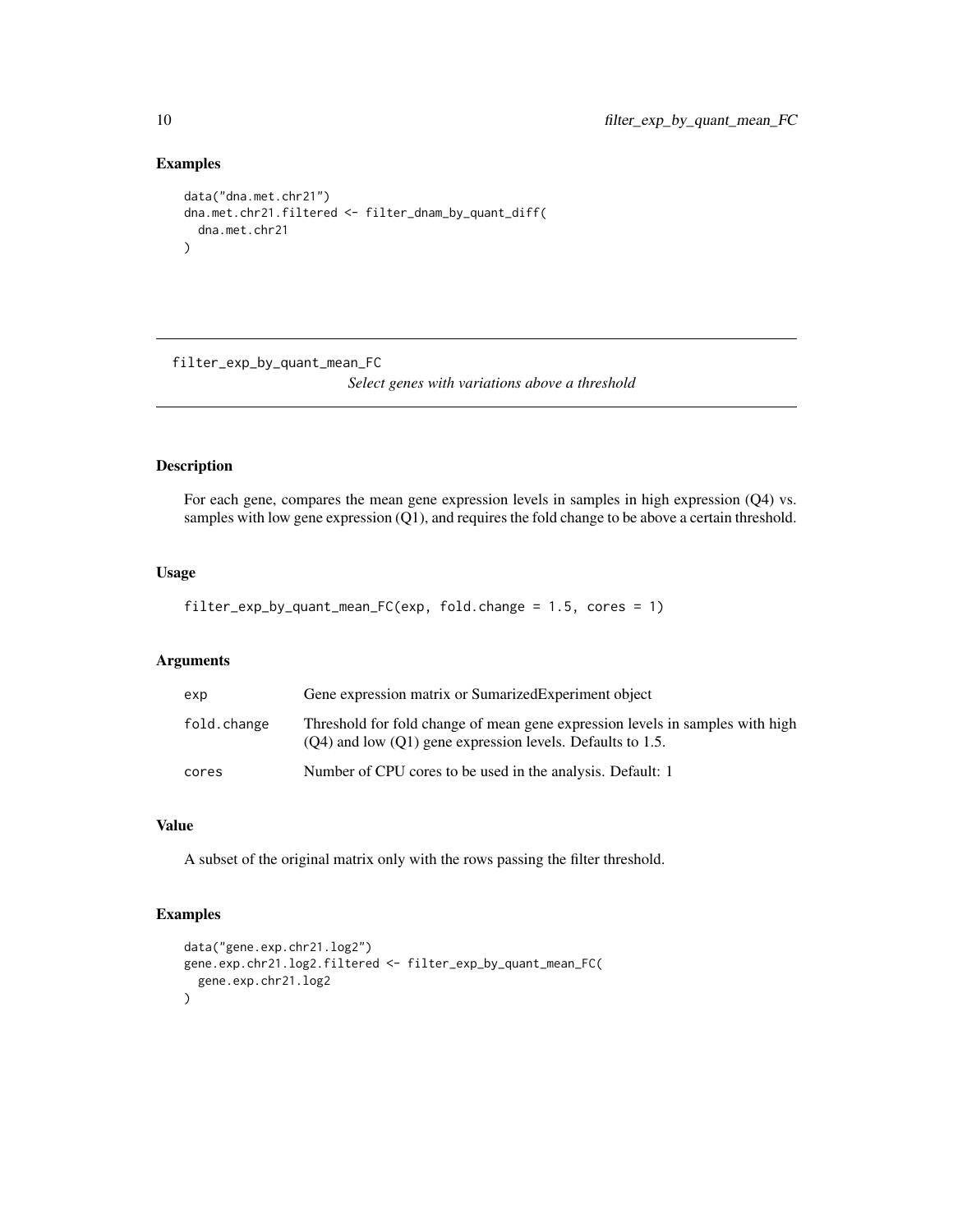## Examples

```
data("dna.met.chr21")
dna.met.chr21.filtered <- filter_dnam_by_quant_diff(
  dna.met.chr21
)
```

---

## filter_exp_by_quant_mean_FC

*Select genes with variations above a threshold*

---

### Description

For each gene, compares the mean gene expression levels in samples in high expression (Q4) vs. samples with low gene expression (Q1), and requires the fold change to be above a certain threshold.

### Usage

```
filter_exp_by_quant_mean_FC(exp, fold.change = 1.5, cores = 1)
```

### Arguments

| | |
|---|---|
| `exp` | Gene expression matrix or SumarizedExperiment object |
| `fold.change` | Threshold for fold change of mean gene expression levels in samples with high (Q4) and low (Q1) gene expression levels. Defaults to 1.5. |
| `cores` | Number of CPU cores to be used in the analysis. Default: 1 |

### Value

A subset of the original matrix only with the rows passing the filter threshold.

### Examples

```
data("gene.exp.chr21.log2")
gene.exp.chr21.log2.filtered <- filter_exp_by_quant_mean_FC(
  gene.exp.chr21.log2
)
```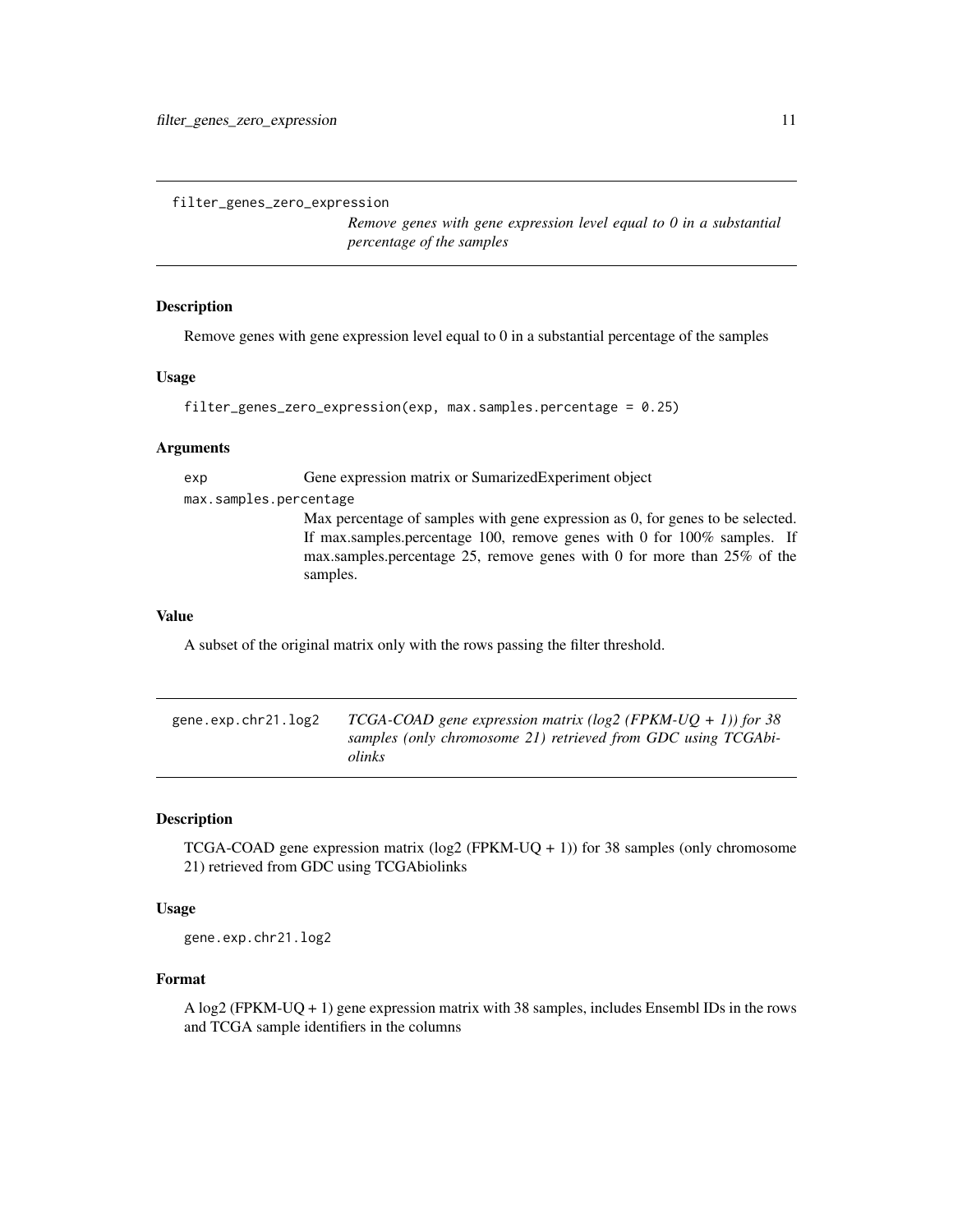## filter_genes_zero_expression

*Remove genes with gene expression level equal to 0 in a substantial percentage of the samples*

### Description

Remove genes with gene expression level equal to 0 in a substantial percentage of the samples

### Usage

```
filter_genes_zero_expression(exp, max.samples.percentage = 0.25)
```

### Arguments

| | |
|---|---|
| exp | Gene expression matrix or SumarizedExperiment object |
| max.samples.percentage | Max percentage of samples with gene expression as 0, for genes to be selected. If max.samples.percentage 100, remove genes with 0 for 100% samples. If max.samples.percentage 25, remove genes with 0 for more than 25% of the samples. |

### Value

A subset of the original matrix only with the rows passing the filter threshold.

## gene.exp.chr21.log2

*TCGA-COAD gene expression matrix (log2 (FPKM-UQ + 1)) for 38 samples (only chromosome 21) retrieved from GDC using TCGAbiolinks*

### Description

TCGA-COAD gene expression matrix (log2 (FPKM-UQ + 1)) for 38 samples (only chromosome 21) retrieved from GDC using TCGAbiolinks

### Usage

```
gene.exp.chr21.log2
```

### Format

A log2 (FPKM-UQ + 1) gene expression matrix with 38 samples, includes Ensembl IDs in the rows and TCGA sample identifiers in the columns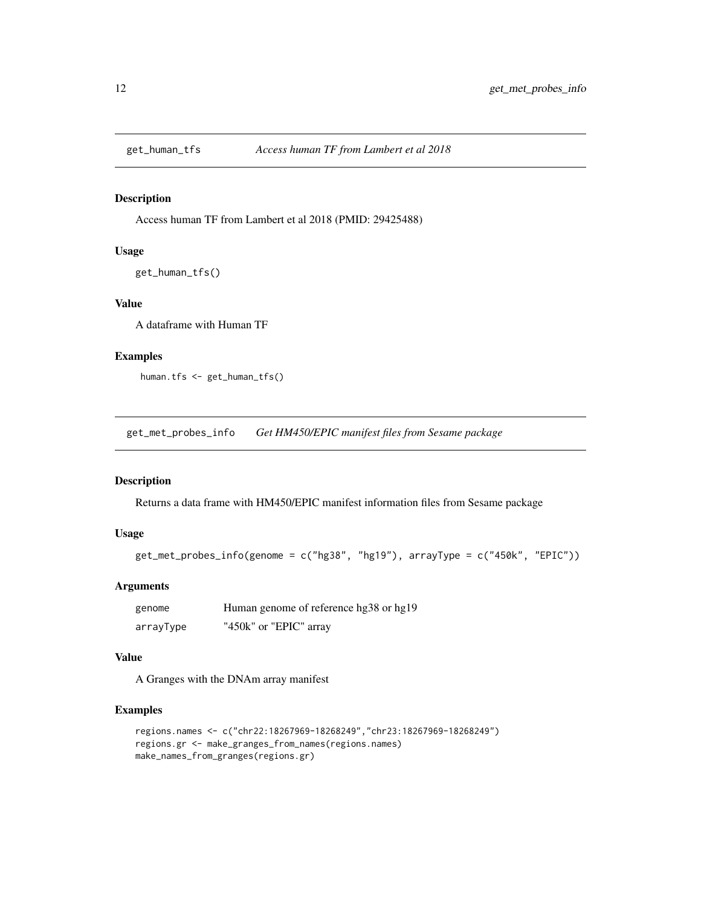## get_human_tfs *Access human TF from Lambert et al 2018*

### Description

Access human TF from Lambert et al 2018 (PMID: 29425488)

### Usage

```
get_human_tfs()
```

### Value

A dataframe with Human TF

### Examples

```
human.tfs <- get_human_tfs()
```

## get_met_probes_info *Get HM450/EPIC manifest files from Sesame package*

### Description

Returns a data frame with HM450/EPIC manifest information files from Sesame package

### Usage

```
get_met_probes_info(genome = c("hg38", "hg19"), arrayType = c("450k", "EPIC"))
```

### Arguments

| | |
|---|---|
| genome | Human genome of reference hg38 or hg19 |
| arrayType | "450k" or "EPIC" array |

### Value

A Granges with the DNAm array manifest

### Examples

```
regions.names <- c("chr22:18267969-18268249","chr23:18267969-18268249")
regions.gr <- make_granges_from_names(regions.names)
make_names_from_granges(regions.gr)
```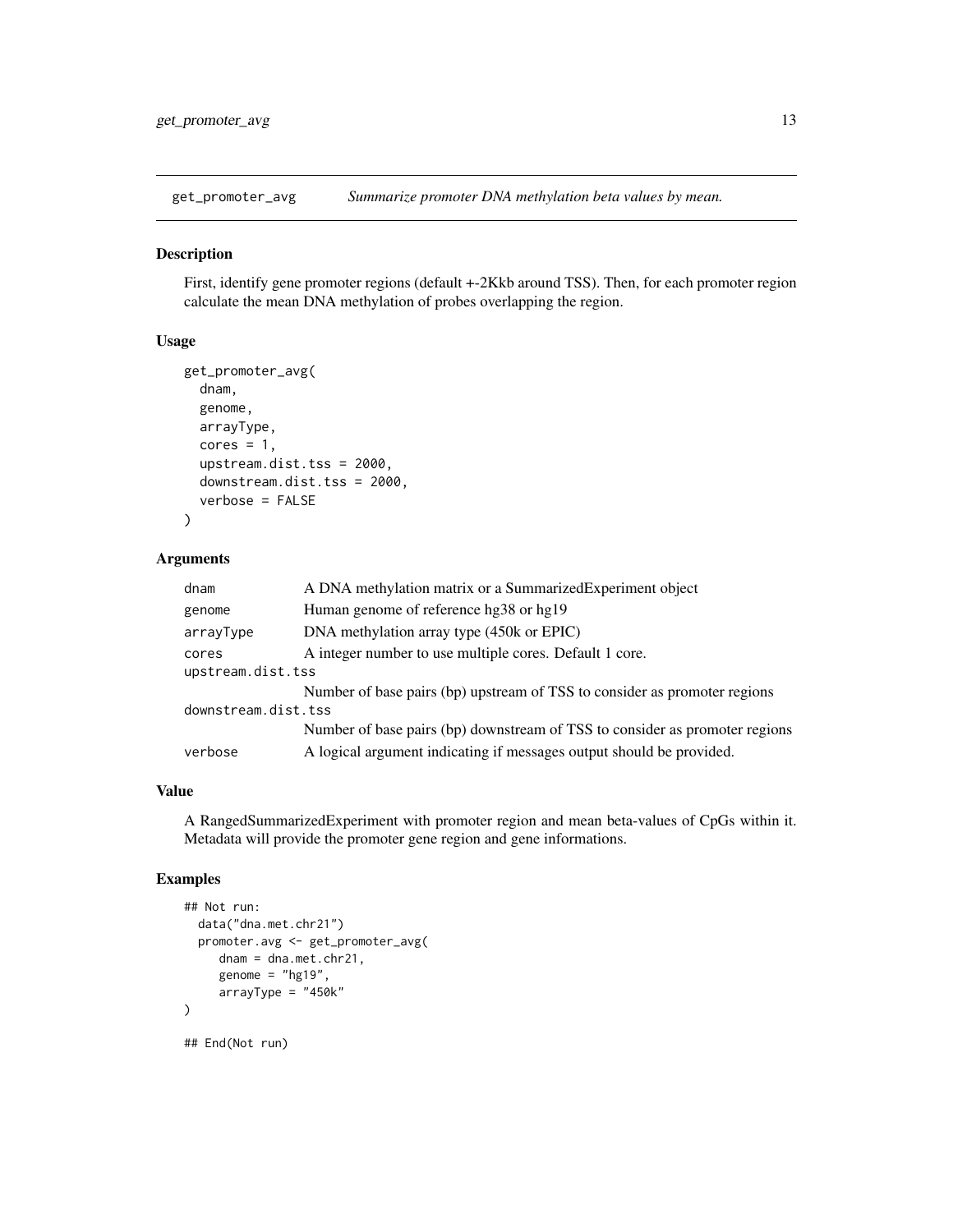## get_promoter_avg — *Summarize promoter DNA methylation beta values by mean.*

### Description

First, identify gene promoter regions (default +-2Kkb around TSS). Then, for each promoter region calculate the mean DNA methylation of probes overlapping the region.

### Usage

```
get_promoter_avg(
  dnam,
  genome,
  arrayType,
  cores = 1,
  upstream.dist.tss = 2000,
  downstream.dist.tss = 2000,
  verbose = FALSE
)
```

### Arguments

| | |
|---|---|
| `dnam` | A DNA methylation matrix or a SummarizedExperiment object |
| `genome` | Human genome of reference hg38 or hg19 |
| `arrayType` | DNA methylation array type (450k or EPIC) |
| `cores` | A integer number to use multiple cores. Default 1 core. |
| `upstream.dist.tss` | Number of base pairs (bp) upstream of TSS to consider as promoter regions |
| `downstream.dist.tss` | Number of base pairs (bp) downstream of TSS to consider as promoter regions |
| `verbose` | A logical argument indicating if messages output should be provided. |

### Value

A RangedSummarizedExperiment with promoter region and mean beta-values of CpGs within it. Metadata will provide the promoter gene region and gene informations.

### Examples

```
## Not run:
  data("dna.met.chr21")
  promoter.avg <- get_promoter_avg(
     dnam = dna.met.chr21,
     genome = "hg19",
     arrayType = "450k"
)

## End(Not run)
```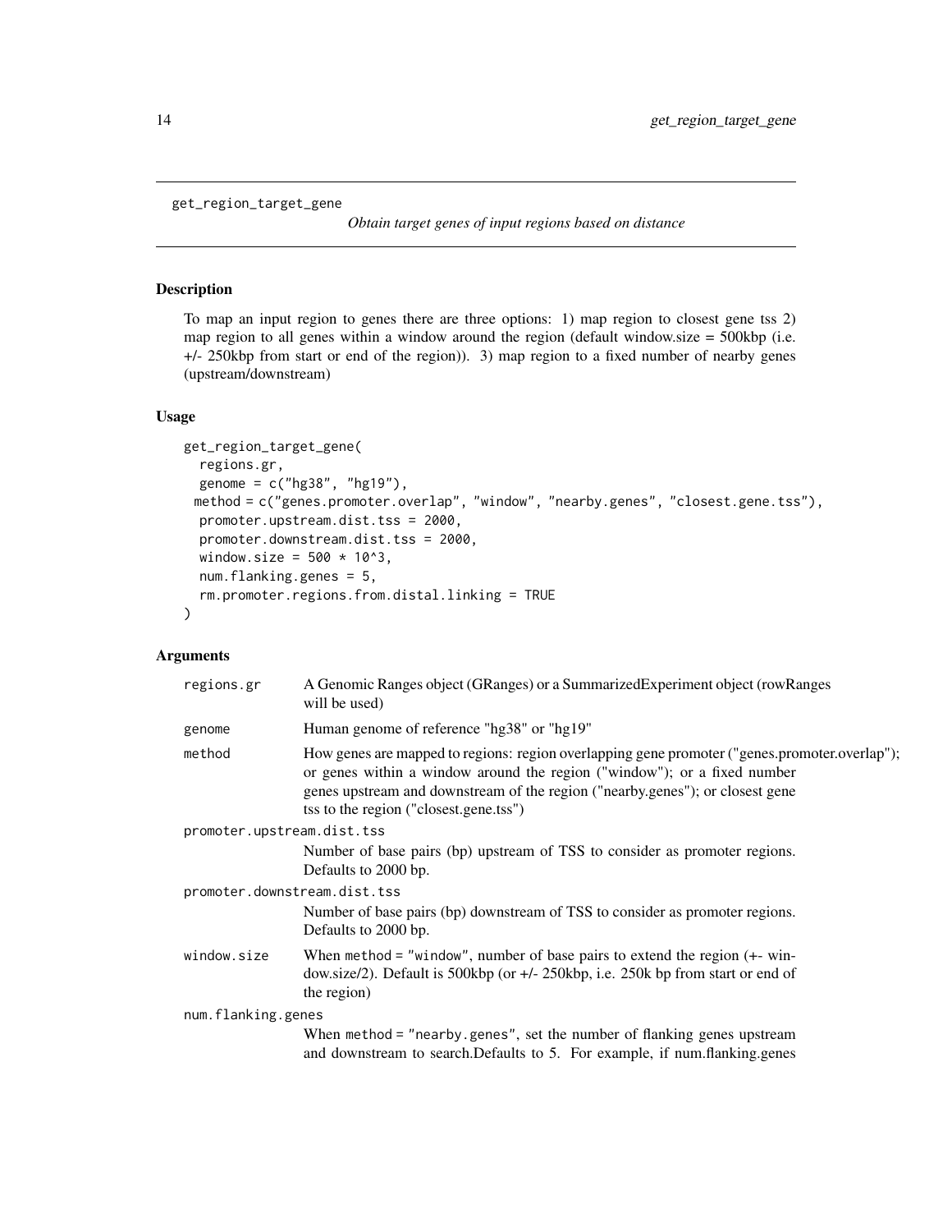get_region_target_gene

*Obtain target genes of input regions based on distance*

## Description

To map an input region to genes there are three options: 1) map region to closest gene tss 2) map region to all genes within a window around the region (default window.size = 500kbp (i.e. +/- 250kbp from start or end of the region)). 3) map region to a fixed number of nearby genes (upstream/downstream)

## Usage

```
get_region_target_gene(
  regions.gr,
  genome = c("hg38", "hg19"),
  method = c("genes.promoter.overlap", "window", "nearby.genes", "closest.gene.tss"),
  promoter.upstream.dist.tss = 2000,
  promoter.downstream.dist.tss = 2000,
  window.size = 500 * 10^3,
  num.flanking.genes = 5,
  rm.promoter.regions.from.distal.linking = TRUE
)
```

## Arguments

| Argument | Description |
|---|---|
| `regions.gr` | A Genomic Ranges object (GRanges) or a SummarizedExperiment object (rowRanges will be used) |
| `genome` | Human genome of reference "hg38" or "hg19" |
| `method` | How genes are mapped to regions: region overlapping gene promoter ("genes.promoter.overlap"); or genes within a window around the region ("window"); or a fixed number genes upstream and downstream of the region ("nearby.genes"); or closest gene tss to the region ("closest.gene.tss") |
| `promoter.upstream.dist.tss` | Number of base pairs (bp) upstream of TSS to consider as promoter regions. Defaults to 2000 bp. |
| `promoter.downstream.dist.tss` | Number of base pairs (bp) downstream of TSS to consider as promoter regions. Defaults to 2000 bp. |
| `window.size` | When `method = "window"`, number of base pairs to extend the region (+- window.size/2). Default is 500kbp (or +/- 250kbp, i.e. 250k bp from start or end of the region) |
| `num.flanking.genes` | When `method = "nearby.genes"`, set the number of flanking genes upstream and downstream to search.Defaults to 5. For example, if num.flanking.genes |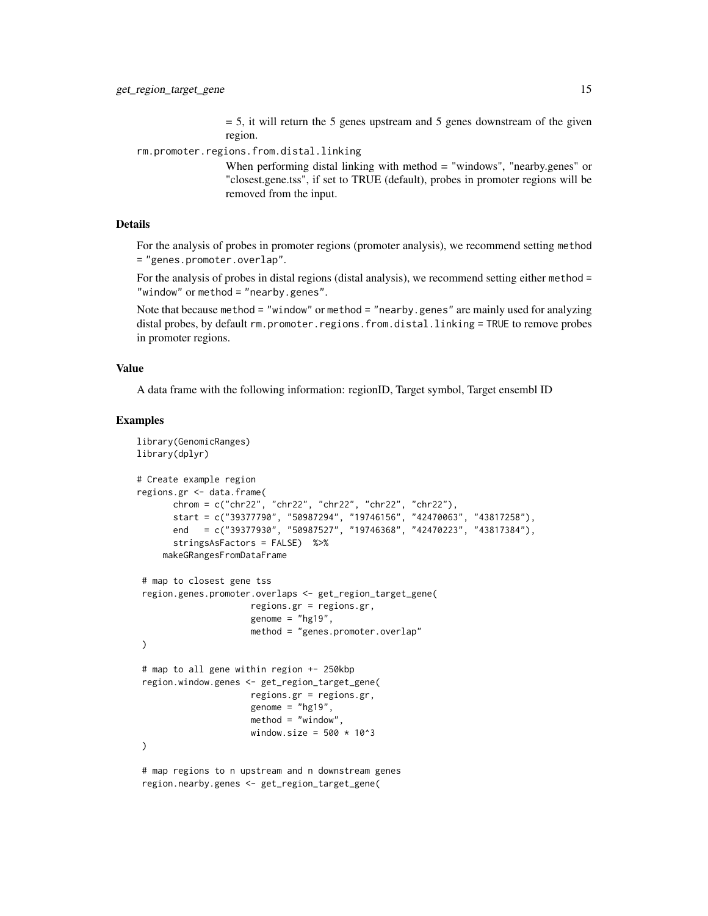= 5, it will return the 5 genes upstream and 5 genes downstream of the given region.

`rm.promoter.regions.from.distal.linking`
: When performing distal linking with method = "windows", "nearby.genes" or "closest.gene.tss", if set to TRUE (default), probes in promoter regions will be removed from the input.

## Details

For the analysis of probes in promoter regions (promoter analysis), we recommend setting `method = "genes.promoter.overlap"`.

For the analysis of probes in distal regions (distal analysis), we recommend setting either `method = "window"` or `method = "nearby.genes"`.

Note that because `method = "window"` or `method = "nearby.genes"` are mainly used for analyzing distal probes, by default `rm.promoter.regions.from.distal.linking = TRUE` to remove probes in promoter regions.

## Value

A data frame with the following information: regionID, Target symbol, Target ensembl ID

## Examples

```
library(GenomicRanges)
library(dplyr)

# Create example region
regions.gr <- data.frame(
       chrom = c("chr22", "chr22", "chr22", "chr22", "chr22"),
       start = c("39377790", "50987294", "19746156", "42470063", "43817258"),
       end   = c("39377930", "50987527", "19746368", "42470223", "43817384"),
       stringsAsFactors = FALSE)  %>%
     makeGRangesFromDataFrame

 # map to closest gene tss
 region.genes.promoter.overlaps <- get_region_target_gene(
                      regions.gr = regions.gr,
                      genome = "hg19",
                      method = "genes.promoter.overlap"
 )

 # map to all gene within region +- 250kbp
 region.window.genes <- get_region_target_gene(
                      regions.gr = regions.gr,
                      genome = "hg19",
                      method = "window",
                      window.size = 500 * 10^3
 )

 # map regions to n upstream and n downstream genes
 region.nearby.genes <- get_region_target_gene(
```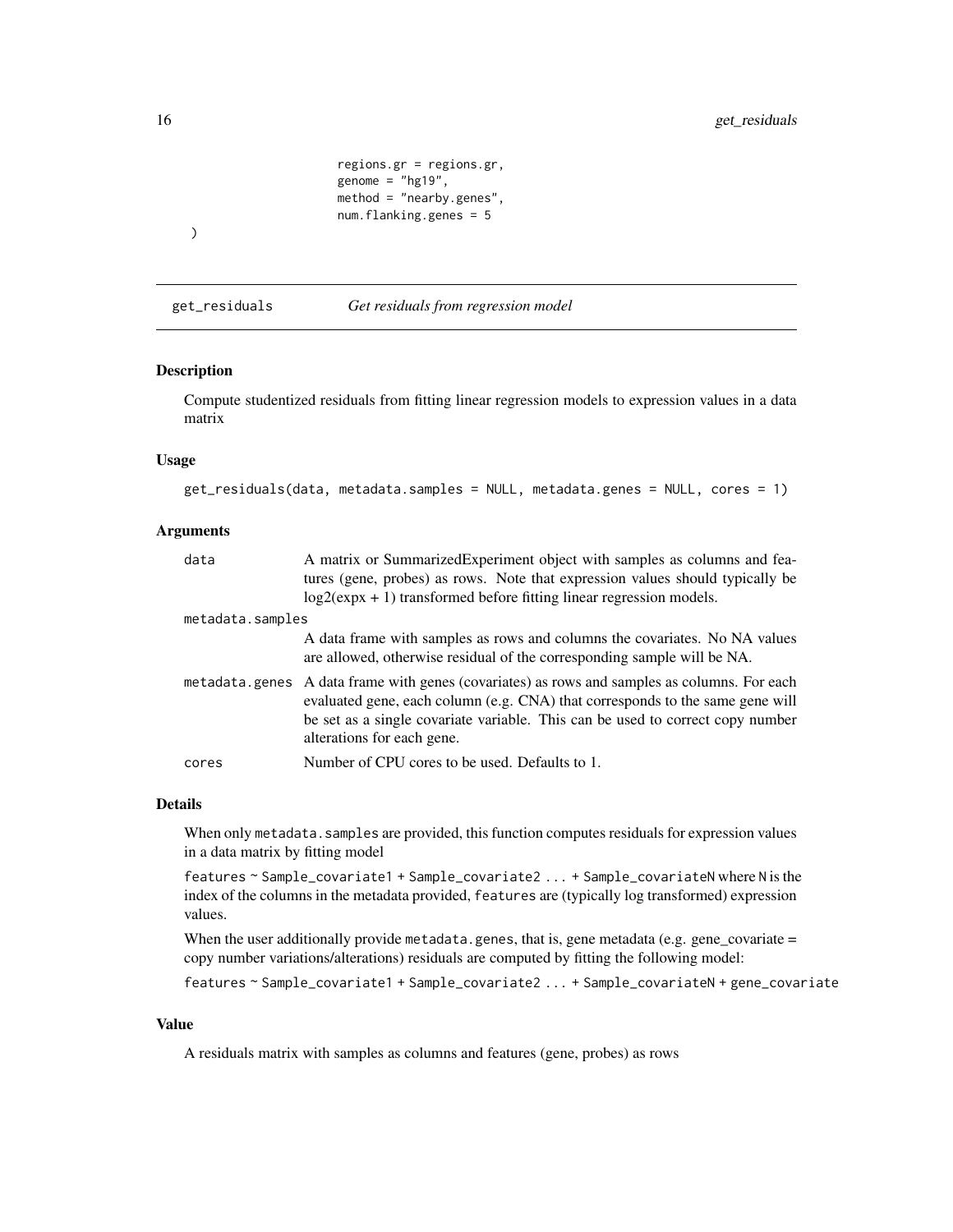```
                    regions.gr = regions.gr,
                    genome = "hg19",
                    method = "nearby.genes",
                    num.flanking.genes = 5
)
```

## get_residuals — *Get residuals from regression model*

### Description

Compute studentized residuals from fitting linear regression models to expression values in a data matrix

### Usage

```
get_residuals(data, metadata.samples = NULL, metadata.genes = NULL, cores = 1)
```

### Arguments

| | |
|---|---|
| `data` | A matrix or SummarizedExperiment object with samples as columns and features (gene, probes) as rows. Note that expression values should typically be log2(expx + 1) transformed before fitting linear regression models. |
| `metadata.samples` | A data frame with samples as rows and columns the covariates. No NA values are allowed, otherwise residual of the corresponding sample will be NA. |
| `metadata.genes` | A data frame with genes (covariates) as rows and samples as columns. For each evaluated gene, each column (e.g. CNA) that corresponds to the same gene will be set as a single covariate variable. This can be used to correct copy number alterations for each gene. |
| `cores` | Number of CPU cores to be used. Defaults to 1. |

### Details

When only `metadata.samples` are provided, this function computes residuals for expression values in a data matrix by fitting model

`features ~ Sample_covariate1 + Sample_covariate2 ... + Sample_covariateN` where `N` is the index of the columns in the metadata provided, `features` are (typically log transformed) expression values.

When the user additionally provide `metadata.genes`, that is, gene metadata (e.g. gene_covariate = copy number variations/alterations) residuals are computed by fitting the following model:

`features ~ Sample_covariate1 + Sample_covariate2 ... + Sample_covariateN + gene_covariate`

### Value

A residuals matrix with samples as columns and features (gene, probes) as rows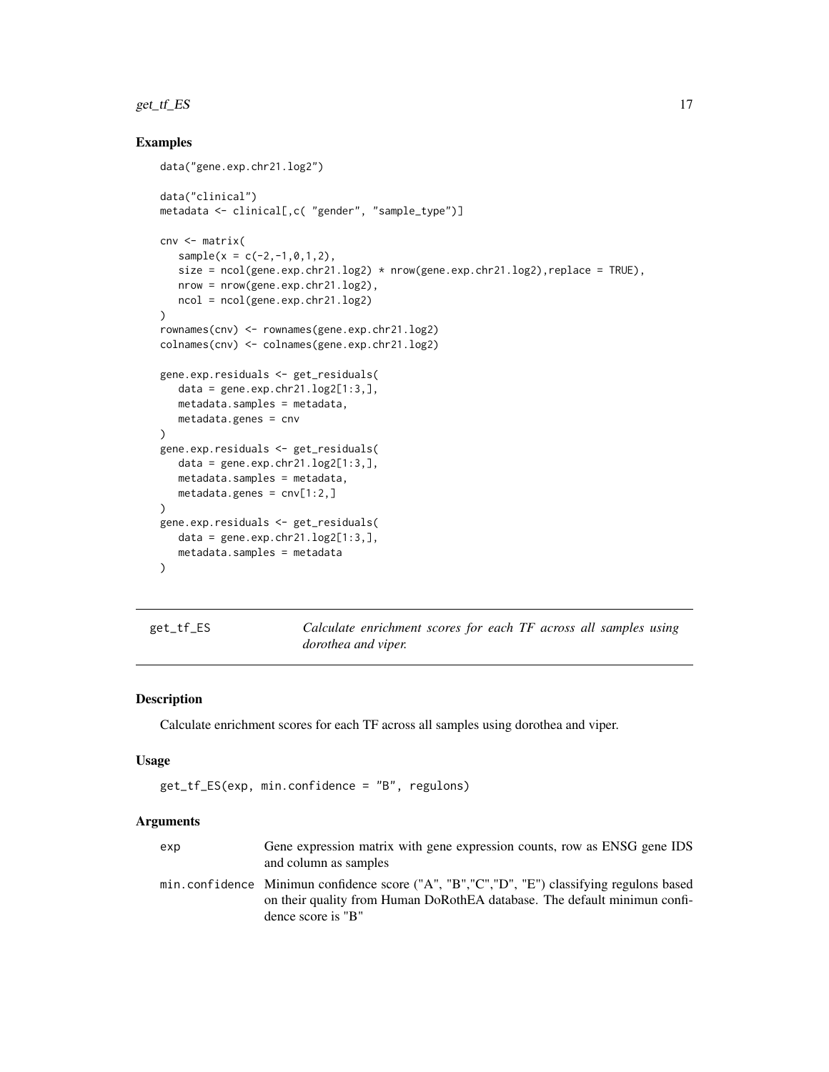## Examples

```
data("gene.exp.chr21.log2")

data("clinical")
metadata <- clinical[,c( "gender", "sample_type")]

cnv <- matrix(
   sample(x = c(-2,-1,0,1,2),
   size = ncol(gene.exp.chr21.log2) * nrow(gene.exp.chr21.log2),replace = TRUE),
   nrow = nrow(gene.exp.chr21.log2),
   ncol = ncol(gene.exp.chr21.log2)
)
rownames(cnv) <- rownames(gene.exp.chr21.log2)
colnames(cnv) <- colnames(gene.exp.chr21.log2)

gene.exp.residuals <- get_residuals(
   data = gene.exp.chr21.log2[1:3,],
   metadata.samples = metadata,
   metadata.genes = cnv
)
gene.exp.residuals <- get_residuals(
   data = gene.exp.chr21.log2[1:3,],
   metadata.samples = metadata,
   metadata.genes = cnv[1:2,]
)
gene.exp.residuals <- get_residuals(
   data = gene.exp.chr21.log2[1:3,],
   metadata.samples = metadata
)
```

---

# get_tf_ES — *Calculate enrichment scores for each TF across all samples using dorothea and viper.*

## Description

Calculate enrichment scores for each TF across all samples using dorothea and viper.

## Usage

```
get_tf_ES(exp, min.confidence = "B", regulons)
```

## Arguments

| | |
|---|---|
| `exp` | Gene expression matrix with gene expression counts, row as ENSG gene IDS and column as samples |
| `min.confidence` | Minimun confidence score ("A", "B","C","D", "E") classifying regulons based on their quality from Human DoRothEA database. The default minimun confidence score is "B" |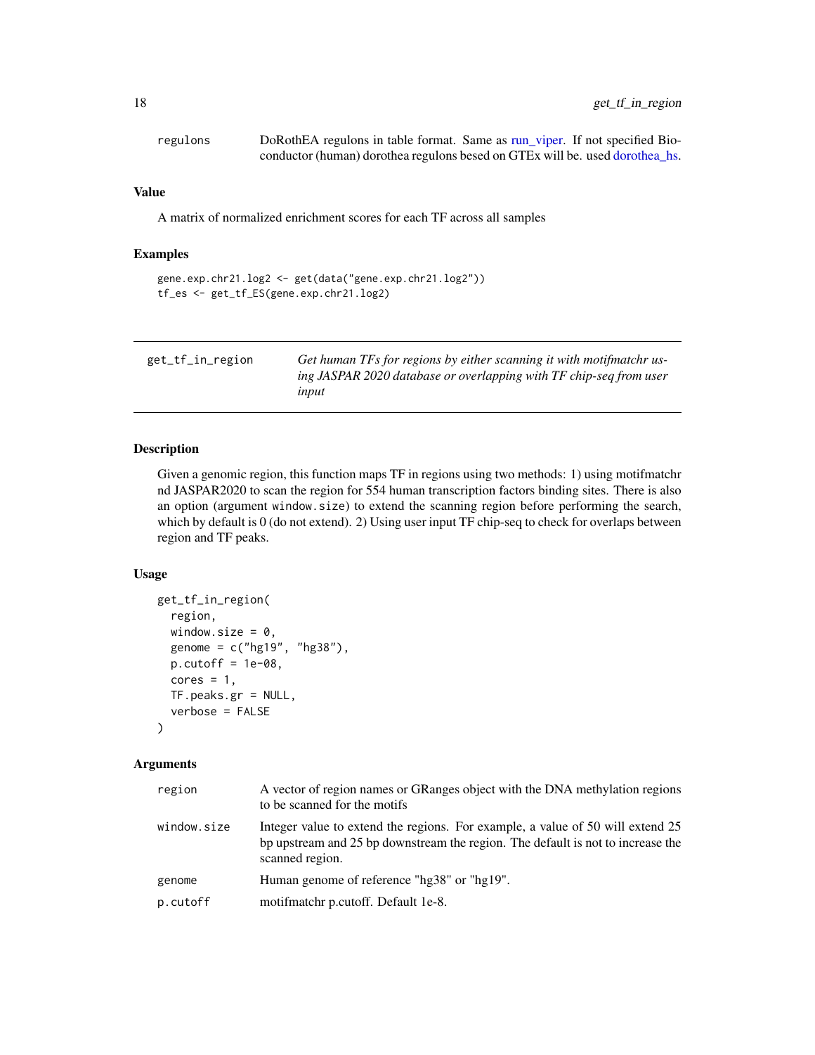| | |
|---|---|
| regulons | DoRothEA regulons in table format. Same as run_viper. If not specified Bioconductor (human) dorothea regulons besed on GTEx will be. used dorothea_hs. |

### Value

A matrix of normalized enrichment scores for each TF across all samples

### Examples

```
gene.exp.chr21.log2 <- get(data("gene.exp.chr21.log2"))
tf_es <- get_tf_ES(gene.exp.chr21.log2)
```

---

## get_tf_in_region

*Get human TFs for regions by either scanning it with motifmatchr using JASPAR 2020 database or overlapping with TF chip-seq from user input*

---

### Description

Given a genomic region, this function maps TF in regions using two methods: 1) using motifmatchr nd JASPAR2020 to scan the region for 554 human transcription factors binding sites. There is also an option (argument `window.size`) to extend the scanning region before performing the search, which by default is 0 (do not extend). 2) Using user input TF chip-seq to check for overlaps between region and TF peaks.

### Usage

```
get_tf_in_region(
  region,
  window.size = 0,
  genome = c("hg19", "hg38"),
  p.cutoff = 1e-08,
  cores = 1,
  TF.peaks.gr = NULL,
  verbose = FALSE
)
```

### Arguments

| | |
|---|---|
| region | A vector of region names or GRanges object with the DNA methylation regions to be scanned for the motifs |
| window.size | Integer value to extend the regions. For example, a value of 50 will extend 25 bp upstream and 25 bp downstream the region. The default is not to increase the scanned region. |
| genome | Human genome of reference "hg38" or "hg19". |
| p.cutoff | motifmatchr p.cutoff. Default 1e-8. |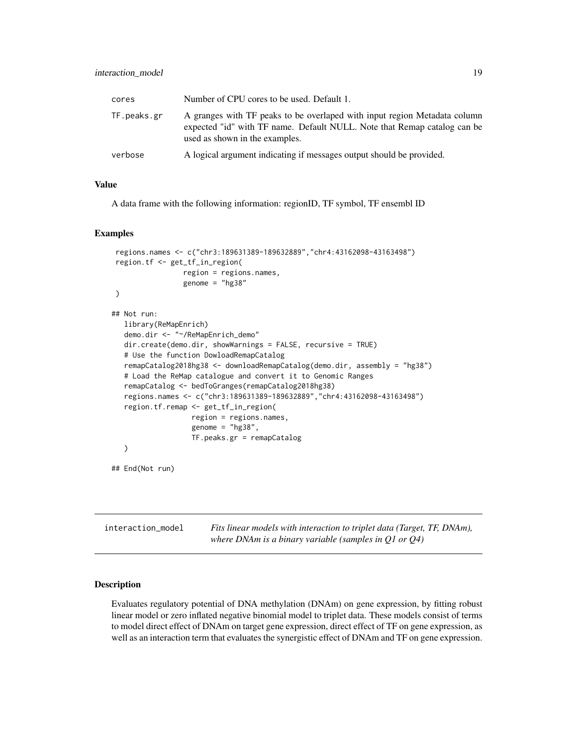| | |
|---|---|
| cores | Number of CPU cores to be used. Default 1. |
| TF.peaks.gr | A granges with TF peaks to be overlaped with input region Metadata column expected "id" with TF name. Default NULL. Note that Remap catalog can be used as shown in the examples. |
| verbose | A logical argument indicating if messages output should be provided. |

### Value

A data frame with the following information: regionID, TF symbol, TF ensembl ID

### Examples

```
 regions.names <- c("chr3:189631389-189632889","chr4:43162098-43163498")
 region.tf <- get_tf_in_region(
                region = regions.names,
                genome = "hg38"
 )

## Not run:
   library(ReMapEnrich)
   demo.dir <- "~/ReMapEnrich_demo"
   dir.create(demo.dir, showWarnings = FALSE, recursive = TRUE)
   # Use the function DowloadRemapCatalog
   remapCatalog2018hg38 <- downloadRemapCatalog(demo.dir, assembly = "hg38")
   # Load the ReMap catalogue and convert it to Genomic Ranges
   remapCatalog <- bedToGranges(remapCatalog2018hg38)
   regions.names <- c("chr3:189631389-189632889","chr4:43162098-43163498")
   region.tf.remap <- get_tf_in_region(
                  region = regions.names,
                  genome = "hg38",
                  TF.peaks.gr = remapCatalog
   )

## End(Not run)
```

---

## interaction_model

*Fits linear models with interaction to triplet data (Target, TF, DNAm), where DNAm is a binary variable (samples in Q1 or Q4)*

---

### Description

Evaluates regulatory potential of DNA methylation (DNAm) on gene expression, by fitting robust linear model or zero inflated negative binomial model to triplet data. These models consist of terms to model direct effect of DNAm on target gene expression, direct effect of TF on gene expression, as well as an interaction term that evaluates the synergistic effect of DNAm and TF on gene expression.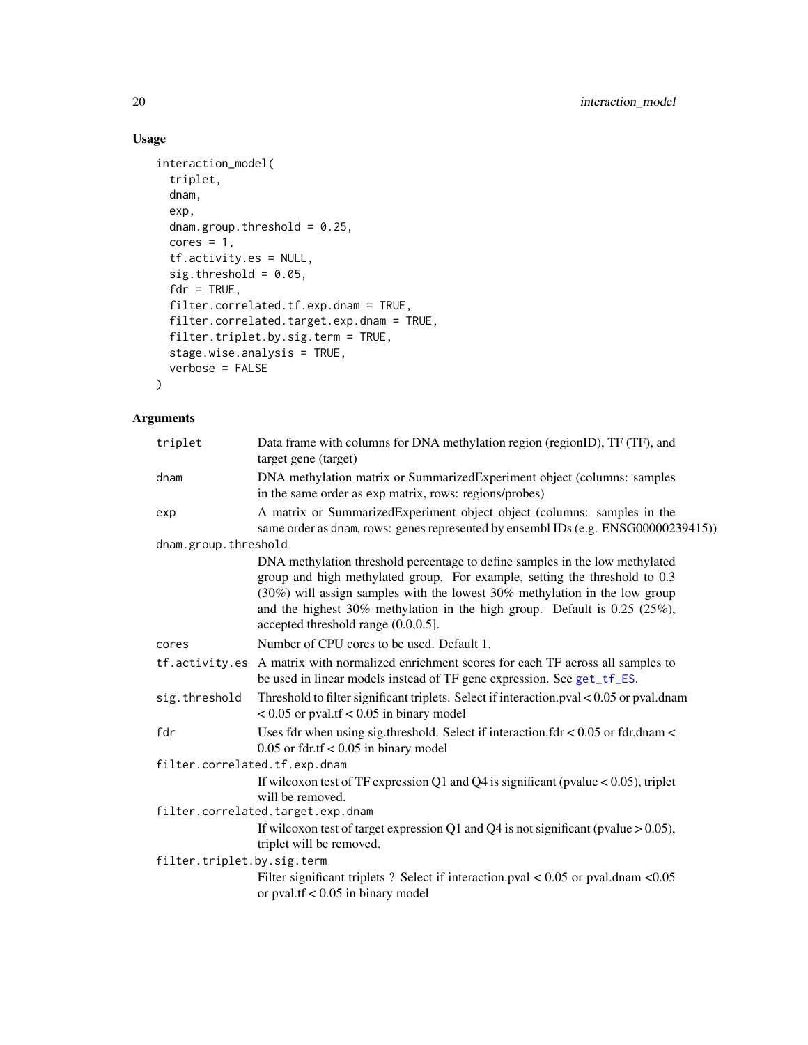## Usage

```
interaction_model(
  triplet,
  dnam,
  exp,
  dnam.group.threshold = 0.25,
  cores = 1,
  tf.activity.es = NULL,
  sig.threshold = 0.05,
  fdr = TRUE,
  filter.correlated.tf.exp.dnam = TRUE,
  filter.correlated.target.exp.dnam = TRUE,
  filter.triplet.by.sig.term = TRUE,
  stage.wise.analysis = TRUE,
  verbose = FALSE
)
```

## Arguments

| Argument | Description |
|---|---|
| `triplet` | Data frame with columns for DNA methylation region (regionID), TF (TF), and target gene (target) |
| `dnam` | DNA methylation matrix or SummarizedExperiment object (columns: samples in the same order as `exp` matrix, rows: regions/probes) |
| `exp` | A matrix or SummarizedExperiment object object (columns: samples in the same order as `dnam`, rows: genes represented by ensembl IDs (e.g. ENSG00000239415)) |
| `dnam.group.threshold` | DNA methylation threshold percentage to define samples in the low methylated group and high methylated group. For example, setting the threshold to 0.3 (30%) will assign samples with the lowest 30% methylation in the low group and the highest 30% methylation in the high group. Default is 0.25 (25%), accepted threshold range (0.0,0.5]. |
| `cores` | Number of CPU cores to be used. Default 1. |
| `tf.activity.es` | A matrix with normalized enrichment scores for each TF across all samples to be used in linear models instead of TF gene expression. See `get_tf_ES`. |
| `sig.threshold` | Threshold to filter significant triplets. Select if interaction.pval < 0.05 or pval.dnam < 0.05 or pval.tf < 0.05 in binary model |
| `fdr` | Uses fdr when using sig.threshold. Select if interaction.fdr < 0.05 or fdr.dnam < 0.05 or fdr.tf < 0.05 in binary model |
| `filter.correlated.tf.exp.dnam` | If wilcoxon test of TF expression Q1 and Q4 is significant (pvalue < 0.05), triplet will be removed. |
| `filter.correlated.target.exp.dnam` | If wilcoxon test of target expression Q1 and Q4 is not significant (pvalue > 0.05), triplet will be removed. |
| `filter.triplet.by.sig.term` | Filter significant triplets ? Select if interaction.pval < 0.05 or pval.dnam <0.05 or pval.tf < 0.05 in binary model |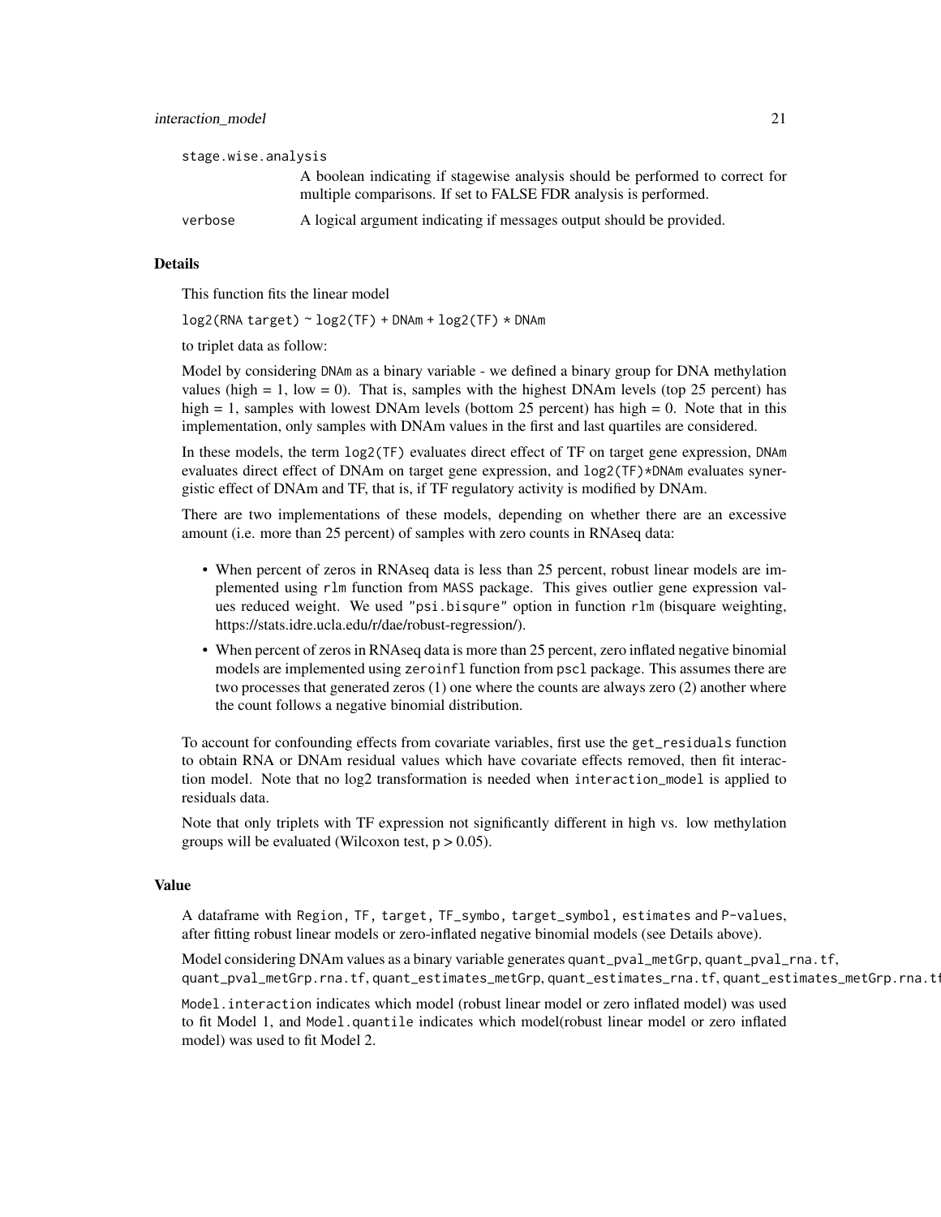stage.wise.analysis
: A boolean indicating if stagewise analysis should be performed to correct for multiple comparisons. If set to FALSE FDR analysis is performed.

verbose
: A logical argument indicating if messages output should be provided.

### Details

This function fits the linear model

`log2(RNA target) ~ log2(TF) + DNAm + log2(TF) * DNAm`

to triplet data as follow:

Model by considering `DNAm` as a binary variable - we defined a binary group for DNA methylation values (high = 1, low = 0). That is, samples with the highest DNAm levels (top 25 percent) has high = 1, samples with lowest DNAm levels (bottom 25 percent) has high = 0. Note that in this implementation, only samples with DNAm values in the first and last quartiles are considered.

In these models, the term `log2(TF)` evaluates direct effect of TF on target gene expression, `DNAm` evaluates direct effect of DNAm on target gene expression, and `log2(TF)*DNAm` evaluates synergistic effect of DNAm and TF, that is, if TF regulatory activity is modified by DNAm.

There are two implementations of these models, depending on whether there are an excessive amount (i.e. more than 25 percent) of samples with zero counts in RNAseq data:

- When percent of zeros in RNAseq data is less than 25 percent, robust linear models are implemented using `rlm` function from `MASS` package. This gives outlier gene expression values reduced weight. We used `"psi.bisqure"` option in function `rlm` (bisquare weighting, https://stats.idre.ucla.edu/r/dae/robust-regression/).
- When percent of zeros in RNAseq data is more than 25 percent, zero inflated negative binomial models are implemented using `zeroinfl` function from `pscl` package. This assumes there are two processes that generated zeros (1) one where the counts are always zero (2) another where the count follows a negative binomial distribution.

To account for confounding effects from covariate variables, first use the `get_residuals` function to obtain RNA or DNAm residual values which have covariate effects removed, then fit interaction model. Note that no log2 transformation is needed when `interaction_model` is applied to residuals data.

Note that only triplets with TF expression not significantly different in high vs. low methylation groups will be evaluated (Wilcoxon test, $p > 0.05$).

### Value

A dataframe with `Region`, `TF`, `target`, `TF_symbo`, `target_symbol`, `estimates` and `P-values`, after fitting robust linear models or zero-inflated negative binomial models (see Details above).

Model considering DNAm values as a binary variable generates `quant_pval_metGrp`, `quant_pval_rna.tf`, `quant_pval_metGrp.rna.tf`, `quant_estimates_metGrp`, `quant_estimates_rna.tf`, `quant_estimates_metGrp.rna.tf`

`Model.interaction` indicates which model (robust linear model or zero inflated model) was used to fit Model 1, and `Model.quantile` indicates which model(robust linear model or zero inflated model) was used to fit Model 2.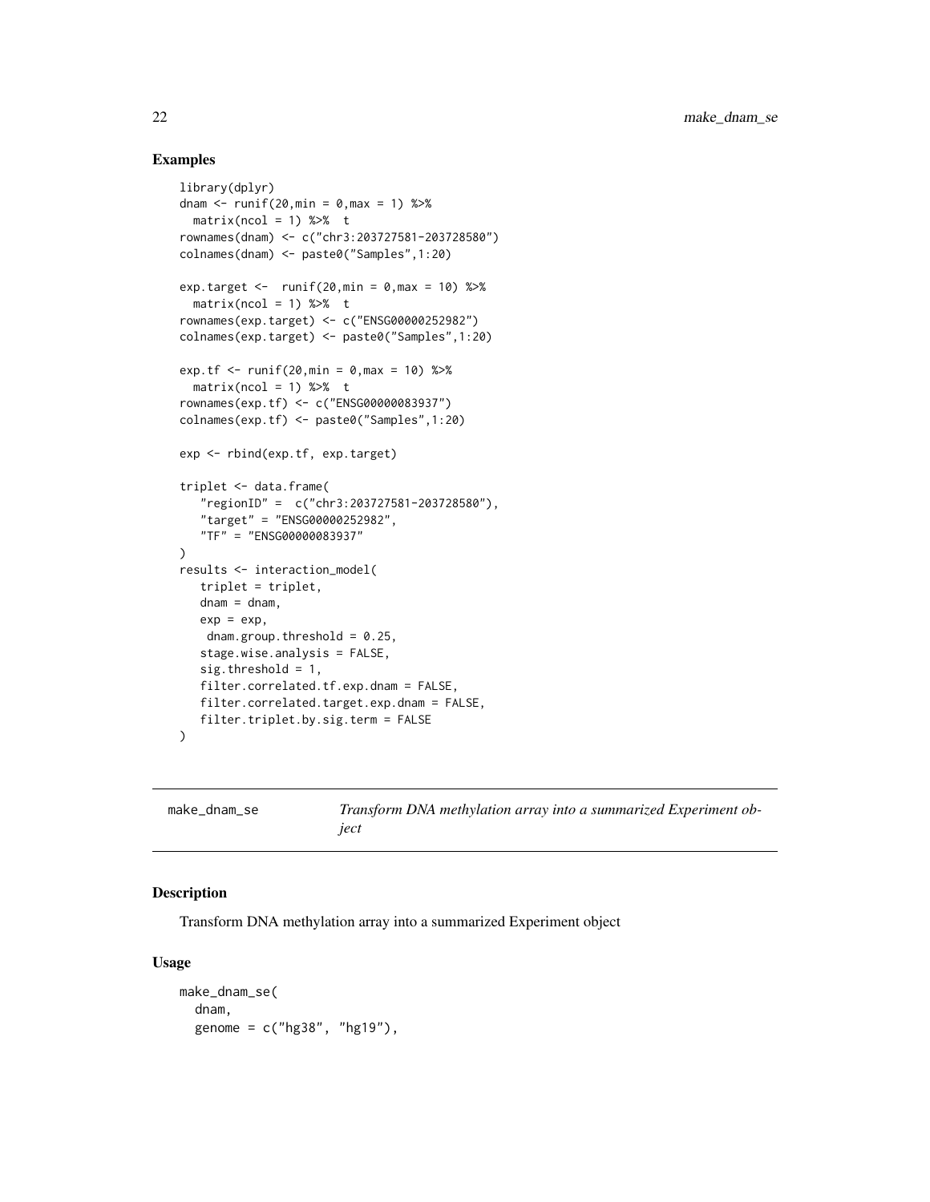## Examples

```
library(dplyr)
dnam <- runif(20,min = 0,max = 1) %>%
  matrix(ncol = 1) %>%  t
rownames(dnam) <- c("chr3:203727581-203728580")
colnames(dnam) <- paste0("Samples",1:20)

exp.target <-  runif(20,min = 0,max = 10) %>%
  matrix(ncol = 1) %>%  t
rownames(exp.target) <- c("ENSG00000252982")
colnames(exp.target) <- paste0("Samples",1:20)

exp.tf <- runif(20,min = 0,max = 10) %>%
  matrix(ncol = 1) %>%  t
rownames(exp.tf) <- c("ENSG00000083937")
colnames(exp.tf) <- paste0("Samples",1:20)

exp <- rbind(exp.tf, exp.target)

triplet <- data.frame(
   "regionID" =  c("chr3:203727581-203728580"),
   "target" = "ENSG00000252982",
   "TF" = "ENSG00000083937"
)
results <- interaction_model(
   triplet = triplet,
   dnam = dnam,
   exp = exp,
    dnam.group.threshold = 0.25,
   stage.wise.analysis = FALSE,
   sig.threshold = 1,
   filter.correlated.tf.exp.dnam = FALSE,
   filter.correlated.target.exp.dnam = FALSE,
   filter.triplet.by.sig.term = FALSE
)
```

---

`make_dnam_se` *Transform DNA methylation array into a summarized Experiment object*

---

## Description

Transform DNA methylation array into a summarized Experiment object

## Usage

```
make_dnam_se(
  dnam,
  genome = c("hg38", "hg19"),
```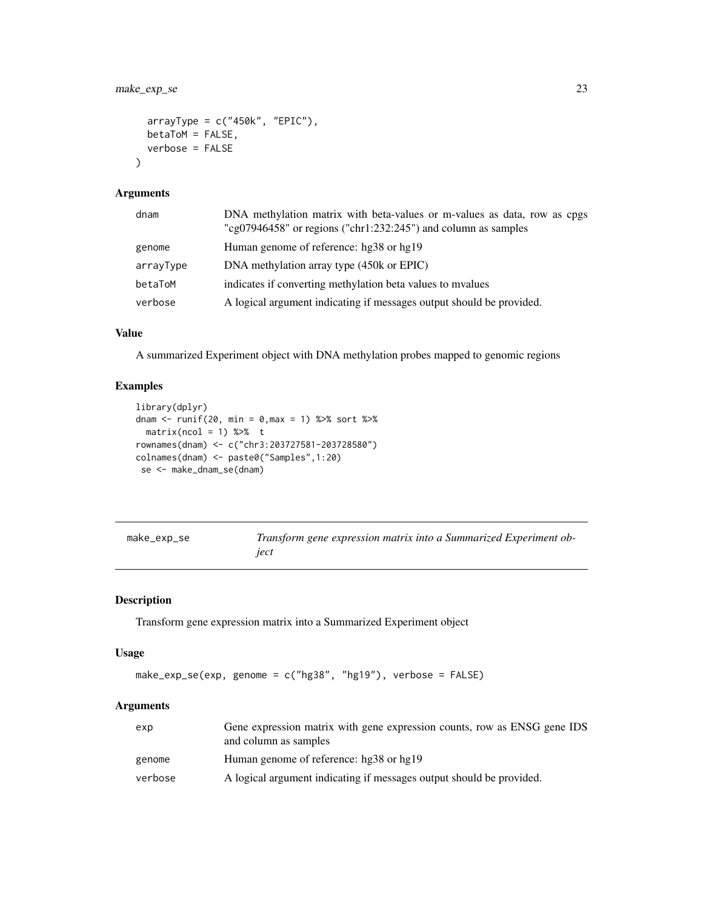```
  arrayType = c("450k", "EPIC"),
  betaToM = FALSE,
  verbose = FALSE
)
```

### Arguments

| | |
|---|---|
| dnam | DNA methylation matrix with beta-values or m-values as data, row as cpgs "cg07946458" or regions ("chr1:232:245") and column as samples |
| genome | Human genome of reference: hg38 or hg19 |
| arrayType | DNA methylation array type (450k or EPIC) |
| betaToM | indicates if converting methylation beta values to mvalues |
| verbose | A logical argument indicating if messages output should be provided. |

### Value

A summarized Experiment object with DNA methylation probes mapped to genomic regions

### Examples

```
library(dplyr)
dnam <- runif(20, min = 0,max = 1) %>% sort %>%
  matrix(ncol = 1) %>%  t
rownames(dnam) <- c("chr3:203727581-203728580")
colnames(dnam) <- paste0("Samples",1:20)
 se <- make_dnam_se(dnam)
```

---

## make_exp_se — *Transform gene expression matrix into a Summarized Experiment object*

### Description

Transform gene expression matrix into a Summarized Experiment object

### Usage

```
make_exp_se(exp, genome = c("hg38", "hg19"), verbose = FALSE)
```

### Arguments

| | |
|---|---|
| exp | Gene expression matrix with gene expression counts, row as ENSG gene IDS and column as samples |
| genome | Human genome of reference: hg38 or hg19 |
| verbose | A logical argument indicating if messages output should be provided. |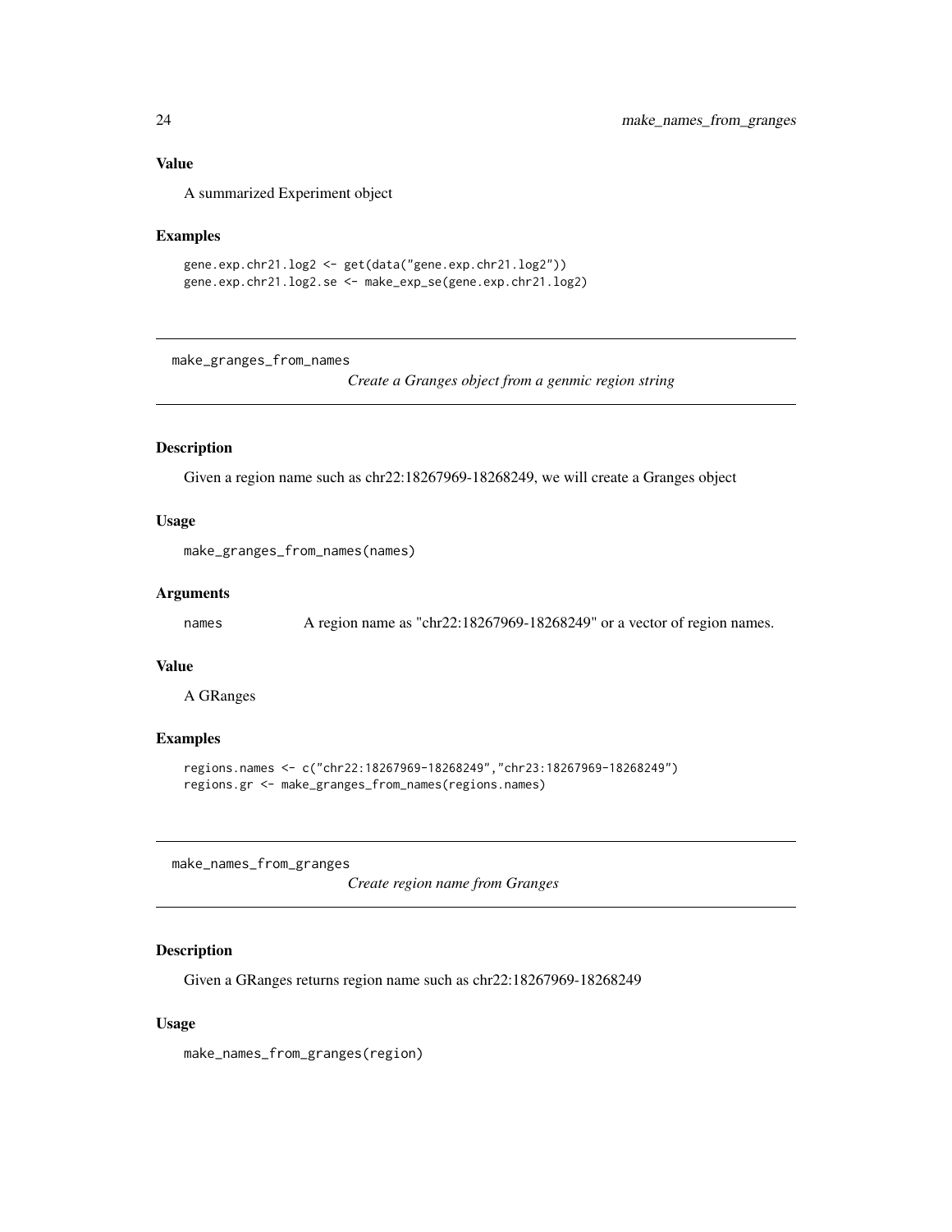## Value

A summarized Experiment object

## Examples

```
gene.exp.chr21.log2 <- get(data("gene.exp.chr21.log2"))
gene.exp.chr21.log2.se <- make_exp_se(gene.exp.chr21.log2)
```

---

# make_granges_from_names    *Create a Granges object from a genmic region string*

---

## Description

Given a region name such as chr22:18267969-18268249, we will create a Granges object

## Usage

```
make_granges_from_names(names)
```

## Arguments

| | |
|---|---|
| names | A region name as "chr22:18267969-18268249" or a vector of region names. |

## Value

A GRanges

## Examples

```
regions.names <- c("chr22:18267969-18268249","chr23:18267969-18268249")
regions.gr <- make_granges_from_names(regions.names)
```

---

# make_names_from_granges    *Create region name from Granges*

---

## Description

Given a GRanges returns region name such as chr22:18267969-18268249

## Usage

```
make_names_from_granges(region)
```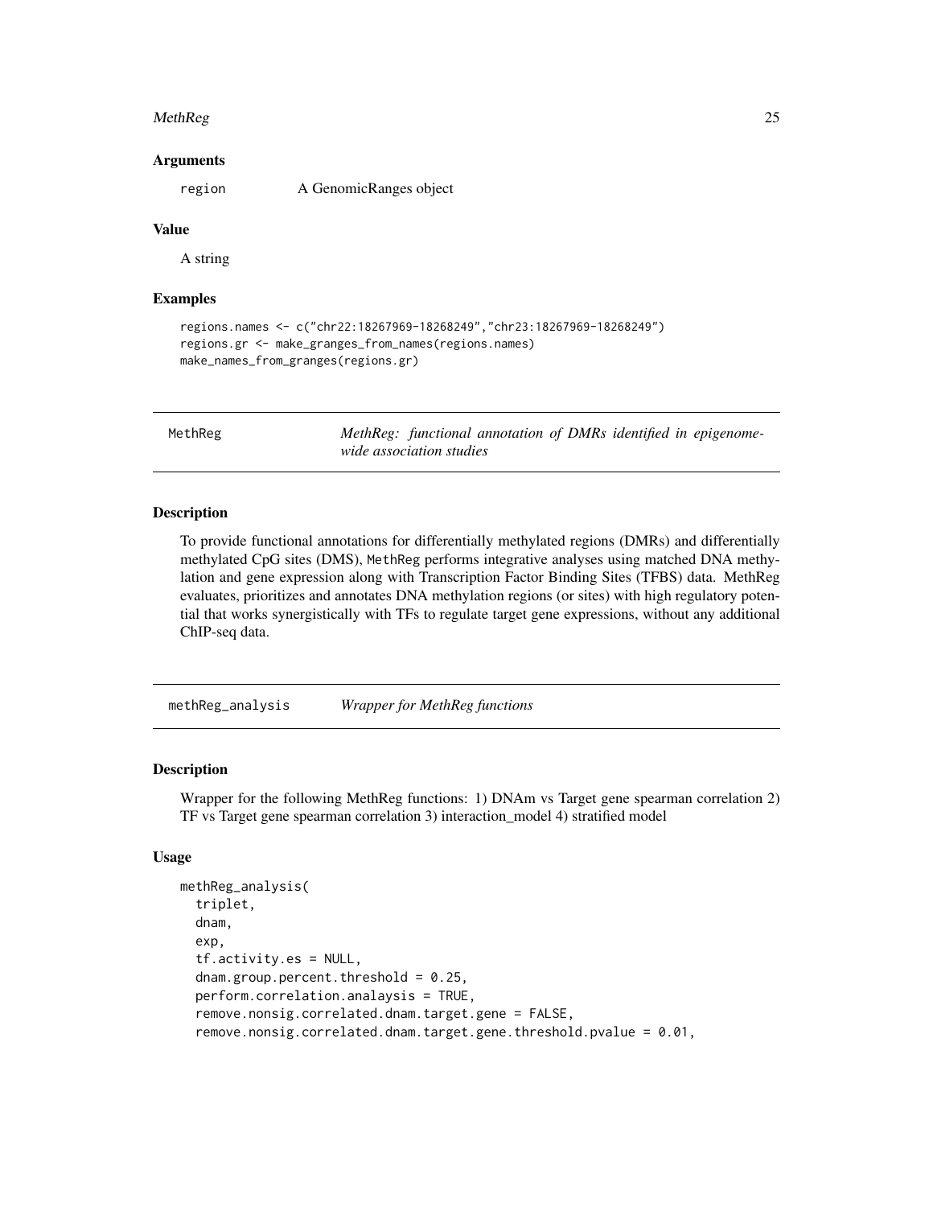### Arguments

region A GenomicRanges object

### Value

A string

### Examples

```
regions.names <- c("chr22:18267969-18268249","chr23:18267969-18268249")
regions.gr <- make_granges_from_names(regions.names)
make_names_from_granges(regions.gr)
```

---

## MethReg *MethReg: functional annotation of DMRs identified in epigenome-wide association studies*

### Description

To provide functional annotations for differentially methylated regions (DMRs) and differentially methylated CpG sites (DMS), MethReg performs integrative analyses using matched DNA methylation and gene expression along with Transcription Factor Binding Sites (TFBS) data. MethReg evaluates, prioritizes and annotates DNA methylation regions (or sites) with high regulatory potential that works synergistically with TFs to regulate target gene expressions, without any additional ChIP-seq data.

---

## methReg_analysis *Wrapper for MethReg functions*

### Description

Wrapper for the following MethReg functions: 1) DNAm vs Target gene spearman correlation 2) TF vs Target gene spearman correlation 3) interaction_model 4) stratified model

### Usage

```
methReg_analysis(
  triplet,
  dnam,
  exp,
  tf.activity.es = NULL,
  dnam.group.percent.threshold = 0.25,
  perform.correlation.analaysis = TRUE,
  remove.nonsig.correlated.dnam.target.gene = FALSE,
  remove.nonsig.correlated.dnam.target.gene.threshold.pvalue = 0.01,
```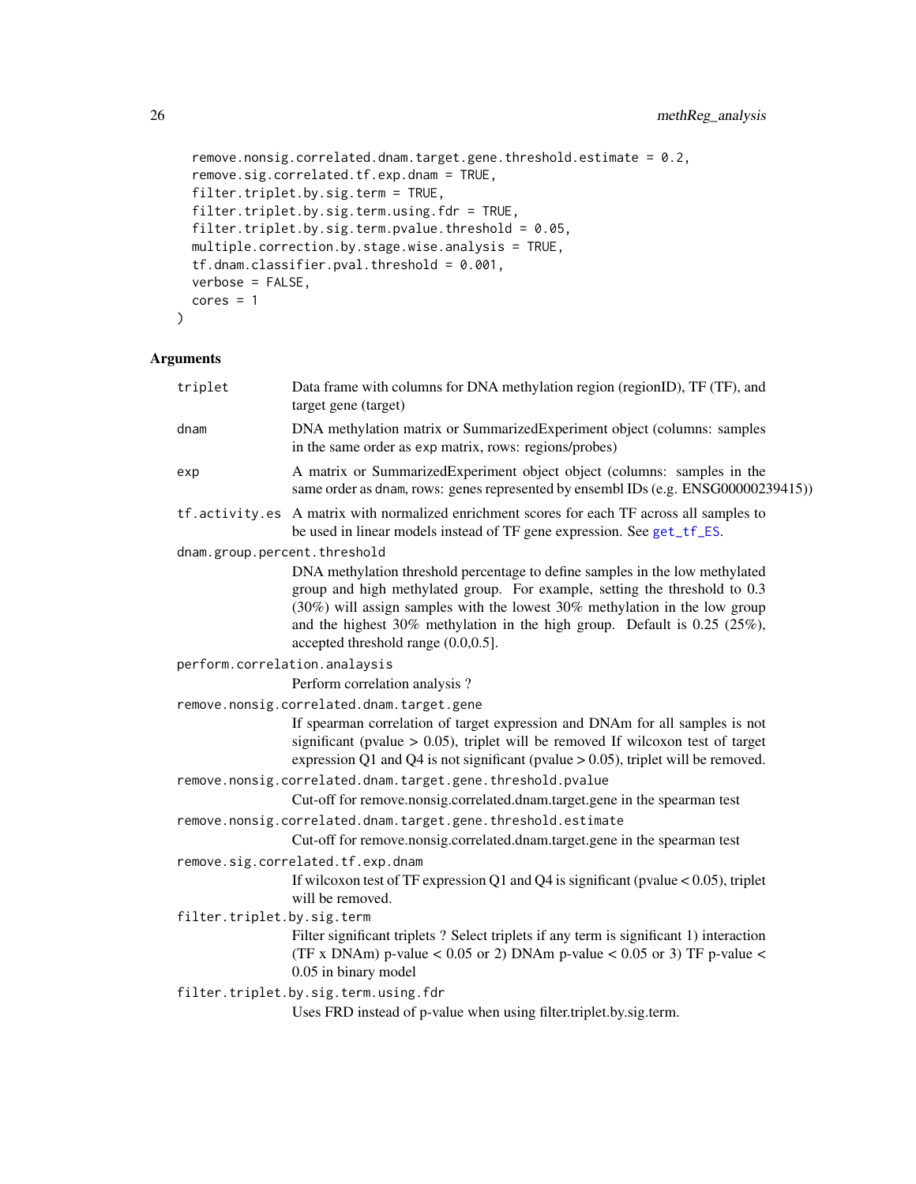```
  remove.nonsig.correlated.dnam.target.gene.threshold.estimate = 0.2,
  remove.sig.correlated.tf.exp.dnam = TRUE,
  filter.triplet.by.sig.term = TRUE,
  filter.triplet.by.sig.term.using.fdr = TRUE,
  filter.triplet.by.sig.term.pvalue.threshold = 0.05,
  multiple.correction.by.stage.wise.analysis = TRUE,
  tf.dnam.classifier.pval.threshold = 0.001,
  verbose = FALSE,
  cores = 1
)
```

## Arguments

**triplet**
Data frame with columns for DNA methylation region (regionID), TF (TF), and target gene (target)

**dnam**
DNA methylation matrix or SummarizedExperiment object (columns: samples in the same order as exp matrix, rows: regions/probes)

**exp**
A matrix or SummarizedExperiment object object (columns: samples in the same order as dnam, rows: genes represented by ensembl IDs (e.g. ENSG00000239415))

**tf.activity.es**
A matrix with normalized enrichment scores for each TF across all samples to be used in linear models instead of TF gene expression. See get_tf_ES.

**dnam.group.percent.threshold**
DNA methylation threshold percentage to define samples in the low methylated group and high methylated group. For example, setting the threshold to 0.3 (30%) will assign samples with the lowest 30% methylation in the low group and the highest 30% methylation in the high group. Default is 0.25 (25%), accepted threshold range (0.0,0.5].

**perform.correlation.analaysis**
Perform correlation analysis ?

**remove.nonsig.correlated.dnam.target.gene**
If spearman correlation of target expression and DNAm for all samples is not significant (pvalue > 0.05), triplet will be removed If wilcoxon test of target expression Q1 and Q4 is not significant (pvalue > 0.05), triplet will be removed.

**remove.nonsig.correlated.dnam.target.gene.threshold.pvalue**
Cut-off for remove.nonsig.correlated.dnam.target.gene in the spearman test

**remove.nonsig.correlated.dnam.target.gene.threshold.estimate**
Cut-off for remove.nonsig.correlated.dnam.target.gene in the spearman test

**remove.sig.correlated.tf.exp.dnam**
If wilcoxon test of TF expression Q1 and Q4 is significant (pvalue < 0.05), triplet will be removed.

**filter.triplet.by.sig.term**
Filter significant triplets ? Select triplets if any term is significant 1) interaction (TF x DNAm) p-value < 0.05 or 2) DNAm p-value < 0.05 or 3) TF p-value < 0.05 in binary model

**filter.triplet.by.sig.term.using.fdr**
Uses FRD instead of p-value when using filter.triplet.by.sig.term.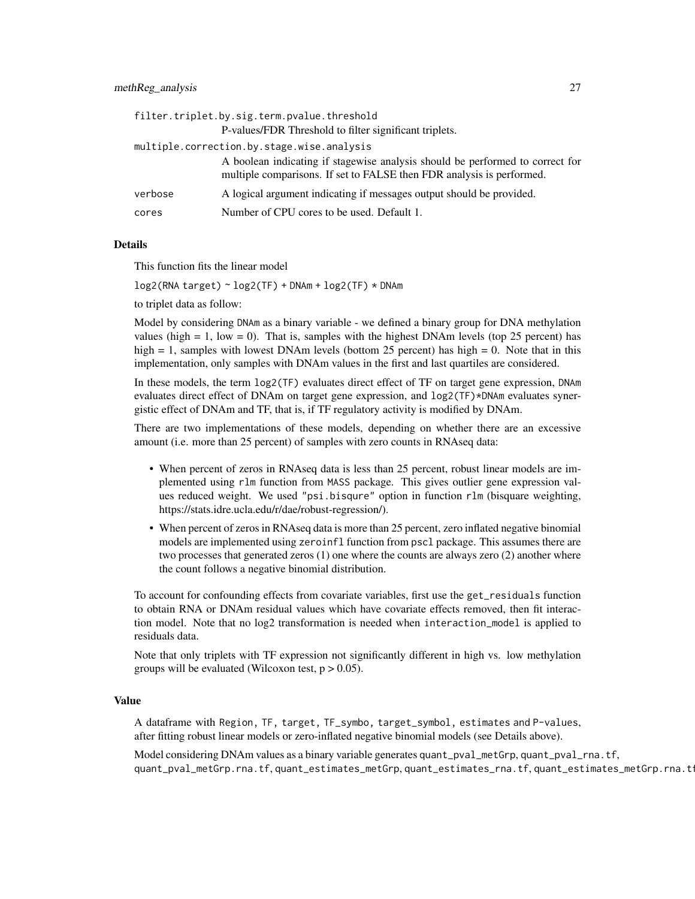filter.triplet.by.sig.term.pvalue.threshold
: P-values/FDR Threshold to filter significant triplets.

multiple.correction.by.stage.wise.analysis
: A boolean indicating if stagewise analysis should be performed to correct for multiple comparisons. If set to FALSE then FDR analysis is performed.

verbose
: A logical argument indicating if messages output should be provided.

cores
: Number of CPU cores to be used. Default 1.

## Details

This function fits the linear model

`log2(RNA target) ~ log2(TF) + DNAm + log2(TF) * DNAm`

to triplet data as follow:

Model by considering `DNAm` as a binary variable - we defined a binary group for DNA methylation values (high = 1, low = 0). That is, samples with the highest DNAm levels (top 25 percent) has high = 1, samples with lowest DNAm levels (bottom 25 percent) has high = 0. Note that in this implementation, only samples with DNAm values in the first and last quartiles are considered.

In these models, the term `log2(TF)` evaluates direct effect of TF on target gene expression, `DNAm` evaluates direct effect of DNAm on target gene expression, and `log2(TF)*DNAm` evaluates synergistic effect of DNAm and TF, that is, if TF regulatory activity is modified by DNAm.

There are two implementations of these models, depending on whether there are an excessive amount (i.e. more than 25 percent) of samples with zero counts in RNAseq data:

- When percent of zeros in RNAseq data is less than 25 percent, robust linear models are implemented using `rlm` function from `MASS` package. This gives outlier gene expression values reduced weight. We used `"psi.bisqure"` option in function `rlm` (bisquare weighting, https://stats.idre.ucla.edu/r/dae/robust-regression/).
- When percent of zeros in RNAseq data is more than 25 percent, zero inflated negative binomial models are implemented using `zeroinfl` function from `pscl` package. This assumes there are two processes that generated zeros (1) one where the counts are always zero (2) another where the count follows a negative binomial distribution.

To account for confounding effects from covariate variables, first use the `get_residuals` function to obtain RNA or DNAm residual values which have covariate effects removed, then fit interaction model. Note that no log2 transformation is needed when `interaction_model` is applied to residuals data.

Note that only triplets with TF expression not significantly different in high vs. low methylation groups will be evaluated (Wilcoxon test, $p > 0.05$).

## Value

A dataframe with `Region`, `TF`, `target`, `TF_symbo`, `target_symbol`, `estimates` and `P-values`, after fitting robust linear models or zero-inflated negative binomial models (see Details above).

Model considering DNAm values as a binary variable generates `quant_pval_metGrp`, `quant_pval_rna.tf`, `quant_pval_metGrp.rna.tf`, `quant_estimates_metGrp`, `quant_estimates_rna.tf`, `quant_estimates_metGrp.rna.tf`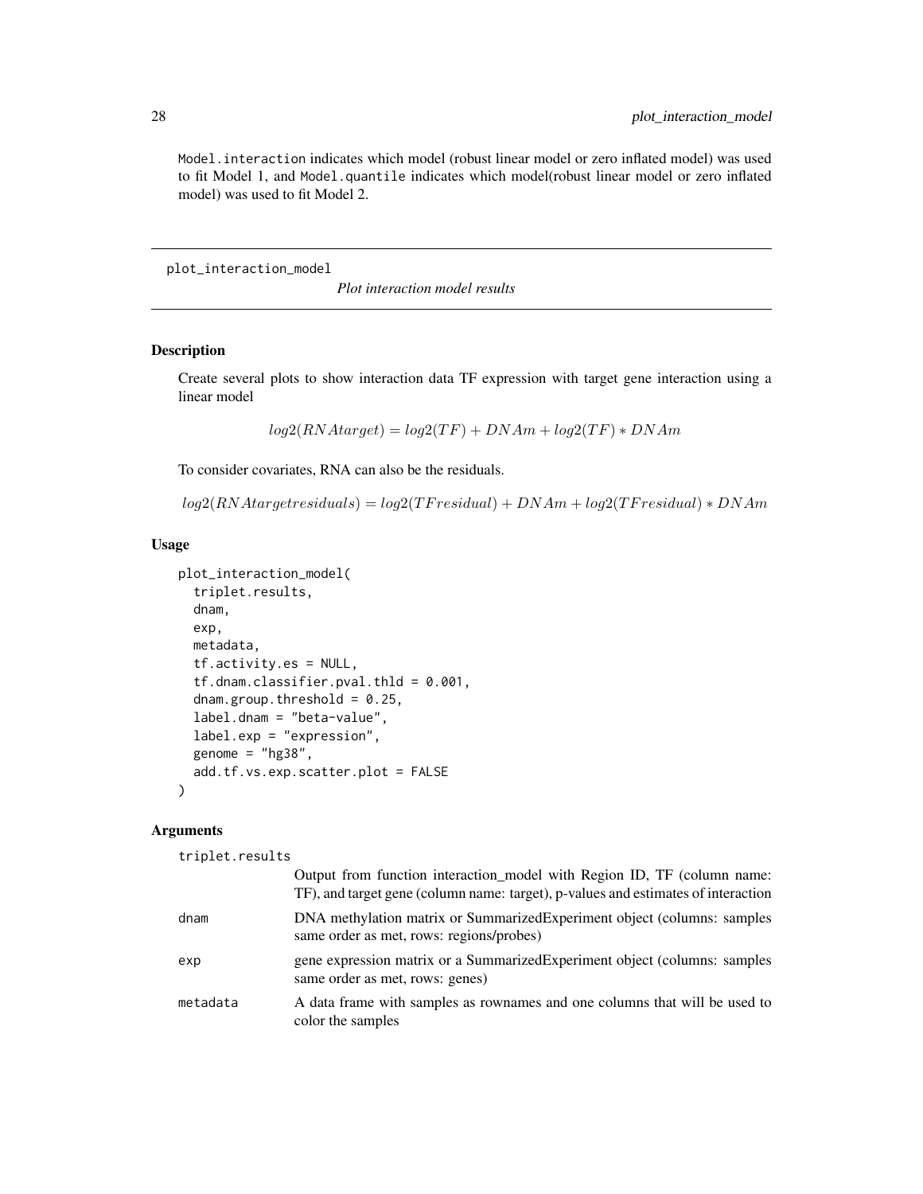`Model.interaction` indicates which model (robust linear model or zero inflated model) was used to fit Model 1, and `Model.quantile` indicates which model(robust linear model or zero inflated model) was used to fit Model 2.

## plot_interaction_model

*Plot interaction model results*

### Description

Create several plots to show interaction data TF expression with target gene interaction using a linear model

$$log2(RNAtarget) = log2(TF) + DNAm + log2(TF) * DNAm$$

To consider covariates, RNA can also be the residuals.

$$log2(RNAtargetresiduals) = log2(TFresidual) + DNAm + log2(TFresidual) * DNAm$$

### Usage

```
plot_interaction_model(
  triplet.results,
  dnam,
  exp,
  metadata,
  tf.activity.es = NULL,
  tf.dnam.classifier.pval.thld = 0.001,
  dnam.group.threshold = 0.25,
  label.dnam = "beta-value",
  label.exp = "expression",
  genome = "hg38",
  add.tf.vs.exp.scatter.plot = FALSE
)
```

### Arguments

| Argument | Description |
|---|---|
| `triplet.results` | Output from function interaction_model with Region ID, TF (column name: TF), and target gene (column name: target), p-values and estimates of interaction |
| `dnam` | DNA methylation matrix or SummarizedExperiment object (columns: samples same order as met, rows: regions/probes) |
| `exp` | gene expression matrix or a SummarizedExperiment object (columns: samples same order as met, rows: genes) |
| `metadata` | A data frame with samples as rownames and one columns that will be used to color the samples |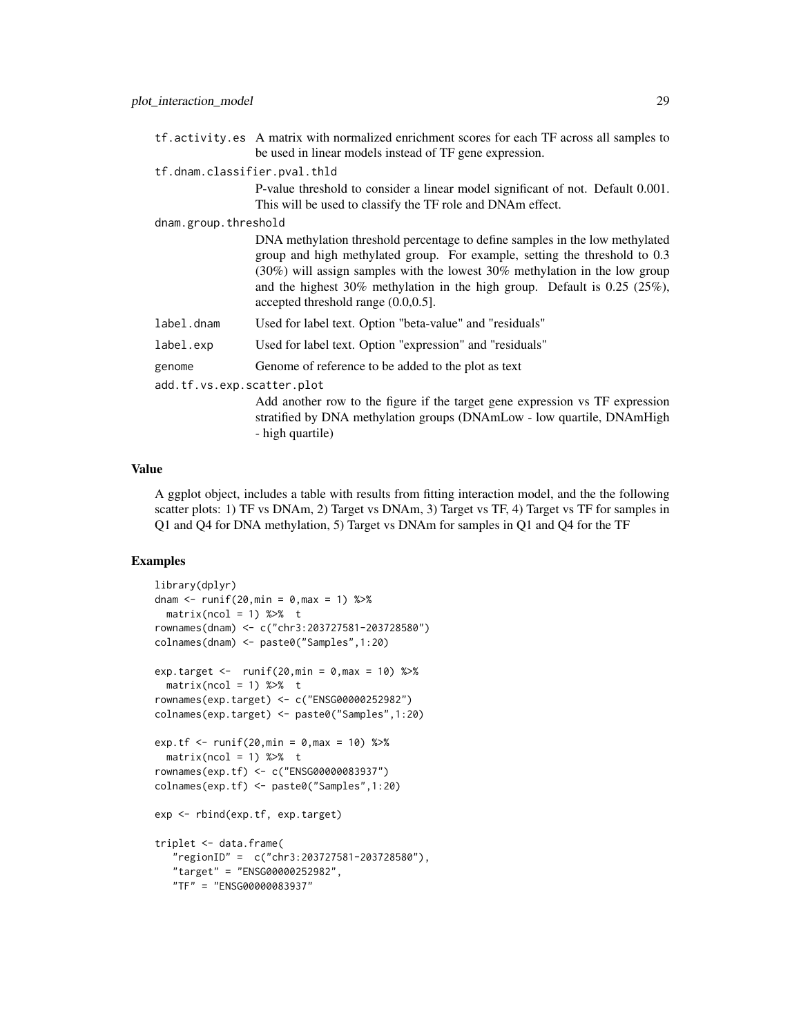tf.activity.es
: A matrix with normalized enrichment scores for each TF across all samples to be used in linear models instead of TF gene expression.

tf.dnam.classifier.pval.thld
: P-value threshold to consider a linear model significant of not. Default 0.001. This will be used to classify the TF role and DNAm effect.

dnam.group.threshold
: DNA methylation threshold percentage to define samples in the low methylated group and high methylated group. For example, setting the threshold to 0.3 (30%) will assign samples with the lowest 30% methylation in the low group and the highest 30% methylation in the high group. Default is 0.25 (25%), accepted threshold range (0.0,0.5].

label.dnam
: Used for label text. Option "beta-value" and "residuals"

label.exp
: Used for label text. Option "expression" and "residuals"

genome
: Genome of reference to be added to the plot as text

add.tf.vs.exp.scatter.plot
: Add another row to the figure if the target gene expression vs TF expression stratified by DNA methylation groups (DNAmLow - low quartile, DNAmHigh - high quartile)

## Value

A ggplot object, includes a table with results from fitting interaction model, and the the following scatter plots: 1) TF vs DNAm, 2) Target vs DNAm, 3) Target vs TF, 4) Target vs TF for samples in Q1 and Q4 for DNA methylation, 5) Target vs DNAm for samples in Q1 and Q4 for the TF

## Examples

```
library(dplyr)
dnam <- runif(20,min = 0,max = 1) %>%
  matrix(ncol = 1) %>%  t
rownames(dnam) <- c("chr3:203727581-203728580")
colnames(dnam) <- paste0("Samples",1:20)

exp.target <-  runif(20,min = 0,max = 10) %>%
  matrix(ncol = 1) %>%  t
rownames(exp.target) <- c("ENSG00000252982")
colnames(exp.target) <- paste0("Samples",1:20)

exp.tf <- runif(20,min = 0,max = 10) %>%
  matrix(ncol = 1) %>%  t
rownames(exp.tf) <- c("ENSG00000083937")
colnames(exp.tf) <- paste0("Samples",1:20)

exp <- rbind(exp.tf, exp.target)

triplet <- data.frame(
   "regionID" =  c("chr3:203727581-203728580"),
   "target" = "ENSG00000252982",
   "TF" = "ENSG00000083937"
```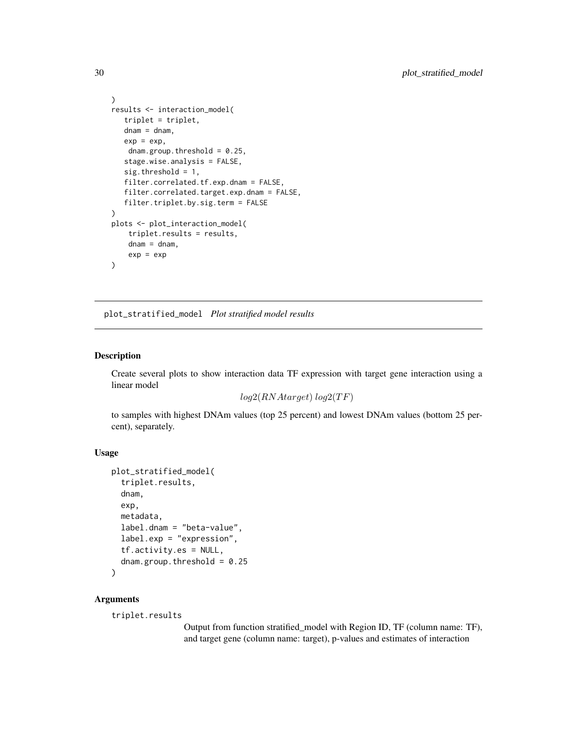```
)
results <- interaction_model(
   triplet = triplet,
   dnam = dnam,
   exp = exp,
    dnam.group.threshold = 0.25,
   stage.wise.analysis = FALSE,
   sig.threshold = 1,
   filter.correlated.tf.exp.dnam = FALSE,
   filter.correlated.target.exp.dnam = FALSE,
   filter.triplet.by.sig.term = FALSE
)
plots <- plot_interaction_model(
    triplet.results = results,
    dnam = dnam,
    exp = exp
)
```

---

## plot_stratified_model    *Plot stratified model results*

### Description

Create several plots to show interaction data TF expression with target gene interaction using a linear model

$$log2(RNAtarget)\ log2(TF)$$

to samples with highest DNAm values (top 25 percent) and lowest DNAm values (bottom 25 percent), separately.

### Usage

```
plot_stratified_model(
  triplet.results,
  dnam,
  exp,
  metadata,
  label.dnam = "beta-value",
  label.exp = "expression",
  tf.activity.es = NULL,
  dnam.group.threshold = 0.25
)
```

### Arguments

`triplet.results`
: Output from function stratified_model with Region ID, TF (column name: TF), and target gene (column name: target), p-values and estimates of interaction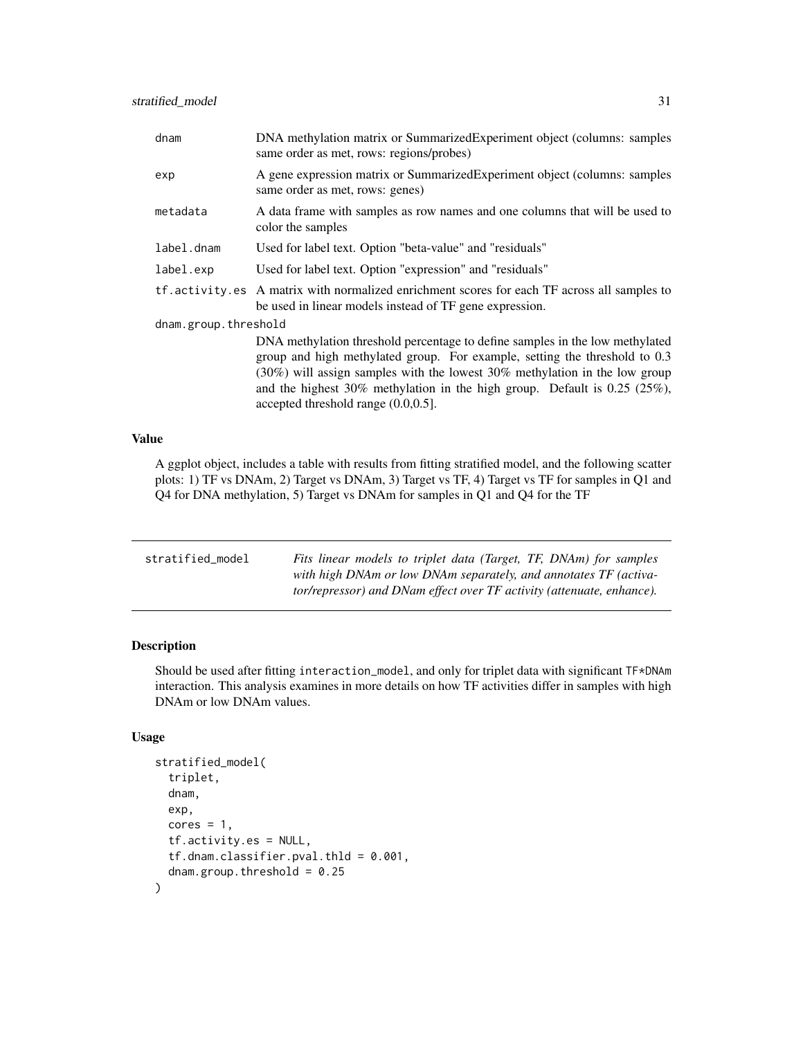| | |
|---|---|
| dnam | DNA methylation matrix or SummarizedExperiment object (columns: samples same order as met, rows: regions/probes) |
| exp | A gene expression matrix or SummarizedExperiment object (columns: samples same order as met, rows: genes) |
| metadata | A data frame with samples as row names and one columns that will be used to color the samples |
| label.dnam | Used for label text. Option "beta-value" and "residuals" |
| label.exp | Used for label text. Option "expression" and "residuals" |
| tf.activity.es | A matrix with normalized enrichment scores for each TF across all samples to be used in linear models instead of TF gene expression. |
| dnam.group.threshold | DNA methylation threshold percentage to define samples in the low methylated group and high methylated group. For example, setting the threshold to 0.3 (30%) will assign samples with the lowest 30% methylation in the low group and the highest 30% methylation in the high group. Default is 0.25 (25%), accepted threshold range (0.0,0.5]. |

## Value

A ggplot object, includes a table with results from fitting stratified model, and the following scatter plots: 1) TF vs DNAm, 2) Target vs DNAm, 3) Target vs TF, 4) Target vs TF for samples in Q1 and Q4 for DNA methylation, 5) Target vs DNAm for samples in Q1 and Q4 for the TF

---

# stratified_model

*Fits linear models to triplet data (Target, TF, DNAm) for samples with high DNAm or low DNAm separately, and annotates TF (activator/repressor) and DNam effect over TF activity (attenuate, enhance).*

## Description

Should be used after fitting interaction_model, and only for triplet data with significant TF*DNAm interaction. This analysis examines in more details on how TF activities differ in samples with high DNAm or low DNAm values.

## Usage

```
stratified_model(
  triplet,
  dnam,
  exp,
  cores = 1,
  tf.activity.es = NULL,
  tf.dnam.classifier.pval.thld = 0.001,
  dnam.group.threshold = 0.25
)
```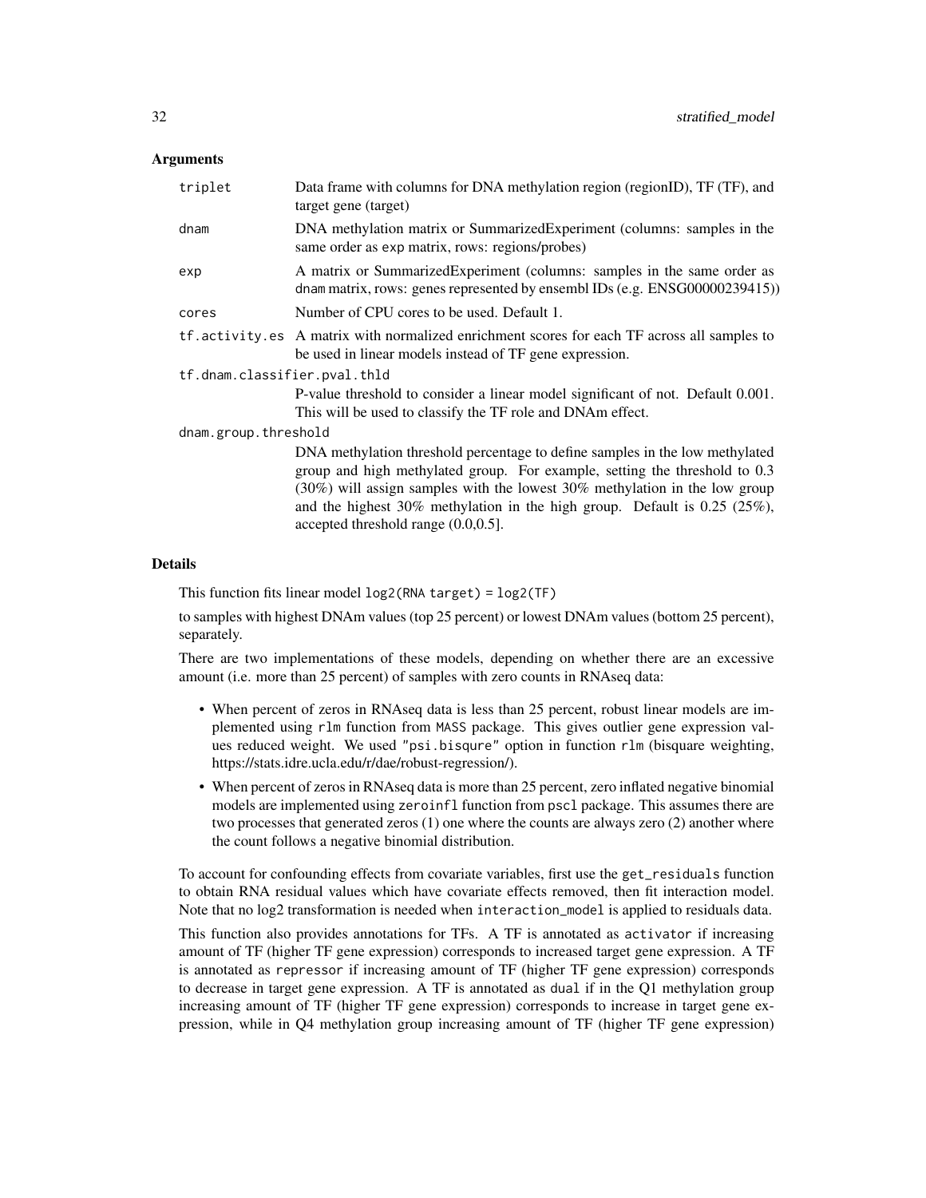## Arguments

| | |
|---|---|
| triplet | Data frame with columns for DNA methylation region (regionID), TF (TF), and target gene (target) |
| dnam | DNA methylation matrix or SummarizedExperiment (columns: samples in the same order as exp matrix, rows: regions/probes) |
| exp | A matrix or SummarizedExperiment (columns: samples in the same order as dnam matrix, rows: genes represented by ensembl IDs (e.g. ENSG00000239415)) |
| cores | Number of CPU cores to be used. Default 1. |
| tf.activity.es | A matrix with normalized enrichment scores for each TF across all samples to be used in linear models instead of TF gene expression. |
| tf.dnam.classifier.pval.thld | P-value threshold to consider a linear model significant of not. Default 0.001. This will be used to classify the TF role and DNAm effect. |
| dnam.group.threshold | DNA methylation threshold percentage to define samples in the low methylated group and high methylated group. For example, setting the threshold to 0.3 (30%) will assign samples with the lowest 30% methylation in the low group and the highest 30% methylation in the high group. Default is 0.25 (25%), accepted threshold range (0.0,0.5]. |

## Details

This function fits linear model `log2(RNA target) = log2(TF)`

to samples with highest DNAm values (top 25 percent) or lowest DNAm values (bottom 25 percent), separately.

There are two implementations of these models, depending on whether there are an excessive amount (i.e. more than 25 percent) of samples with zero counts in RNAseq data:

- When percent of zeros in RNAseq data is less than 25 percent, robust linear models are implemented using `rlm` function from `MASS` package. This gives outlier gene expression values reduced weight. We used `"psi.bisqure"` option in function `rlm` (bisquare weighting, https://stats.idre.ucla.edu/r/dae/robust-regression/).
- When percent of zeros in RNAseq data is more than 25 percent, zero inflated negative binomial models are implemented using `zeroinfl` function from `pscl` package. This assumes there are two processes that generated zeros (1) one where the counts are always zero (2) another where the count follows a negative binomial distribution.

To account for confounding effects from covariate variables, first use the `get_residuals` function to obtain RNA residual values which have covariate effects removed, then fit interaction model. Note that no log2 transformation is needed when `interaction_model` is applied to residuals data.

This function also provides annotations for TFs. A TF is annotated as `activator` if increasing amount of TF (higher TF gene expression) corresponds to increased target gene expression. A TF is annotated as `repressor` if increasing amount of TF (higher TF gene expression) corresponds to decrease in target gene expression. A TF is annotated as `dual` if in the Q1 methylation group increasing amount of TF (higher TF gene expression) corresponds to increase in target gene expression, while in Q4 methylation group increasing amount of TF (higher TF gene expression)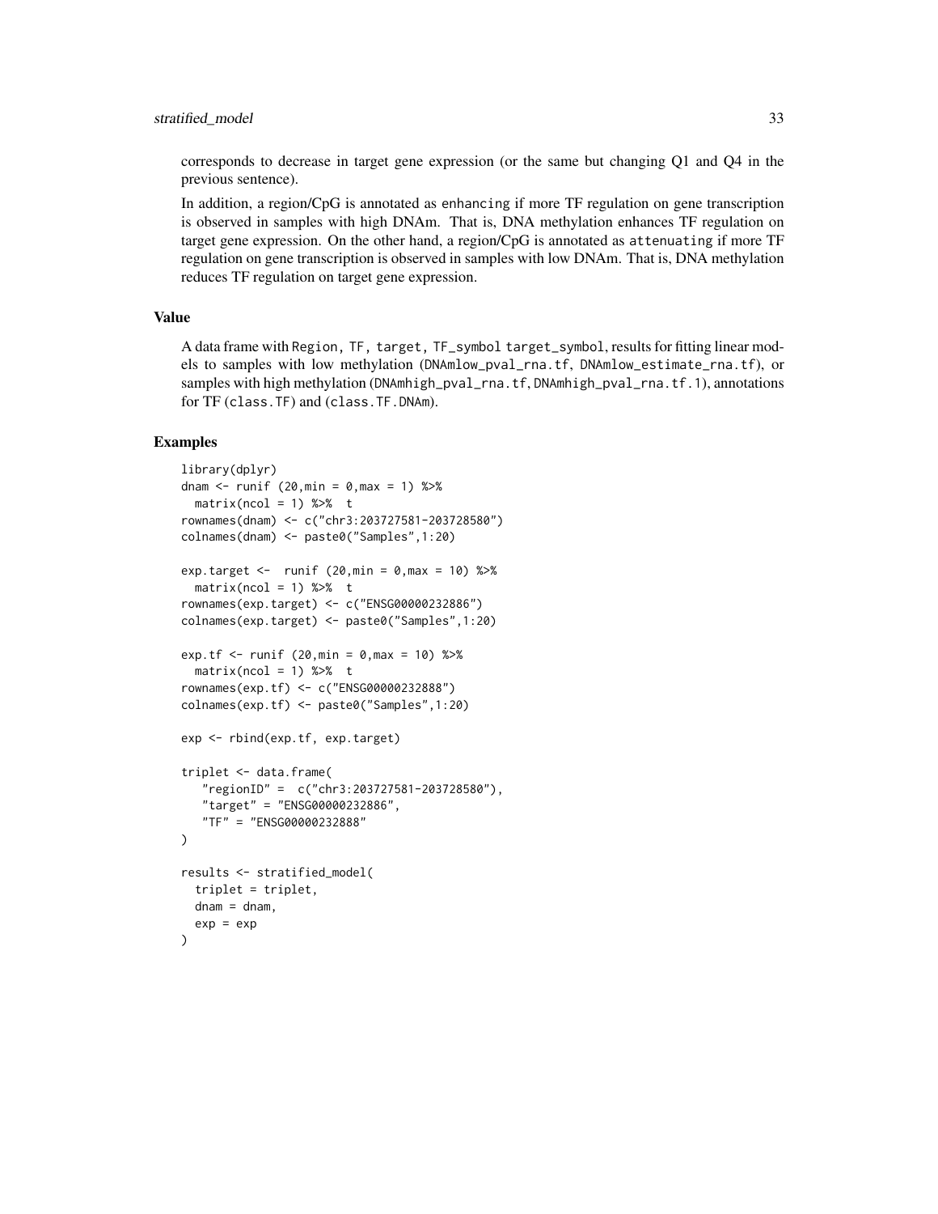corresponds to decrease in target gene expression (or the same but changing Q1 and Q4 in the previous sentence).

In addition, a region/CpG is annotated as `enhancing` if more TF regulation on gene transcription is observed in samples with high DNAm. That is, DNA methylation enhances TF regulation on target gene expression. On the other hand, a region/CpG is annotated as `attenuating` if more TF regulation on gene transcription is observed in samples with low DNAm. That is, DNA methylation reduces TF regulation on target gene expression.

### Value

A data frame with `Region, TF, target, TF_symbol target_symbol`, results for fitting linear models to samples with low methylation (`DNAmlow_pval_rna.tf`, `DNAmlow_estimate_rna.tf`), or samples with high methylation (`DNAmhigh_pval_rna.tf`, `DNAmhigh_pval_rna.tf.1`), annotations for TF (`class.TF`) and (`class.TF.DNAm`).

### Examples

```
library(dplyr)
dnam <- runif (20,min = 0,max = 1) %>%
  matrix(ncol = 1) %>%  t
rownames(dnam) <- c("chr3:203727581-203728580")
colnames(dnam) <- paste0("Samples",1:20)

exp.target <-  runif (20,min = 0,max = 10) %>%
  matrix(ncol = 1) %>%  t
rownames(exp.target) <- c("ENSG00000232886")
colnames(exp.target) <- paste0("Samples",1:20)

exp.tf <- runif (20,min = 0,max = 10) %>%
  matrix(ncol = 1) %>%  t
rownames(exp.tf) <- c("ENSG00000232888")
colnames(exp.tf) <- paste0("Samples",1:20)

exp <- rbind(exp.tf, exp.target)

triplet <- data.frame(
   "regionID" =  c("chr3:203727581-203728580"),
   "target" = "ENSG00000232886",
   "TF" = "ENSG00000232888"
)

results <- stratified_model(
  triplet = triplet,
  dnam = dnam,
  exp = exp
)
```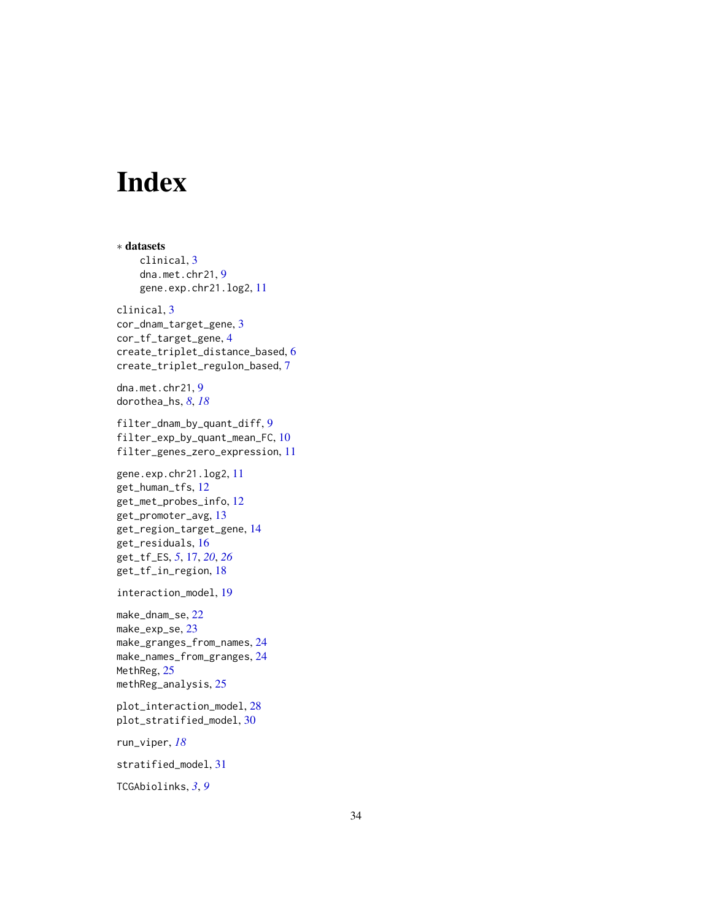# Index

∗ **datasets**
    clinical, 3
    dna.met.chr21, 9
    gene.exp.chr21.log2, 11

clinical, 3
cor_dnam_target_gene, 3
cor_tf_target_gene, 4
create_triplet_distance_based, 6
create_triplet_regulon_based, 7

dna.met.chr21, 9
dorothea_hs, *8*, *18*

filter_dnam_by_quant_diff, 9
filter_exp_by_quant_mean_FC, 10
filter_genes_zero_expression, 11

gene.exp.chr21.log2, 11
get_human_tfs, 12
get_met_probes_info, 12
get_promoter_avg, 13
get_region_target_gene, 14
get_residuals, 16
get_tf_ES, *5*, 17, *20*, *26*
get_tf_in_region, 18

interaction_model, 19

make_dnam_se, 22
make_exp_se, 23
make_granges_from_names, 24
make_names_from_granges, 24
MethReg, 25
methReg_analysis, 25

plot_interaction_model, 28
plot_stratified_model, 30

run_viper, *18*

stratified_model, 31

TCGAbiolinks, *3*, *9*